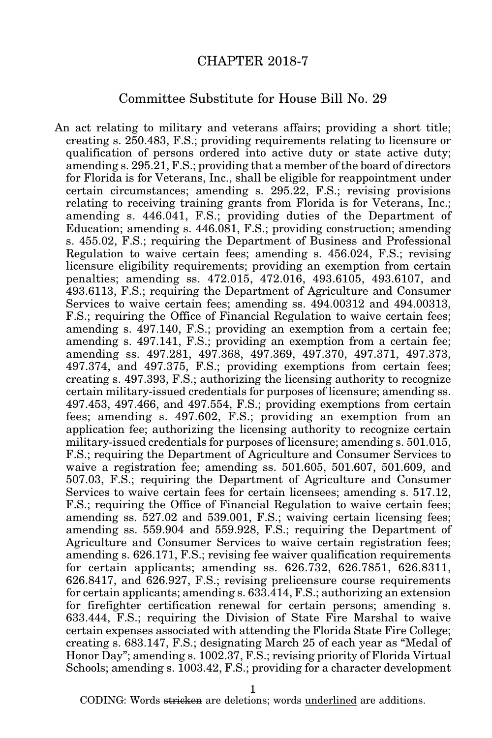# CHAPTER 2018-7

## Committee Substitute for House Bill No. 29

An act relating to military and veterans affairs; providing a short title; creating s. 250.483, F.S.; providing requirements relating to licensure or qualification of persons ordered into active duty or state active duty; amending s. 295.21, F.S.; providing that a member of the board of directors for Florida is for Veterans, Inc., shall be eligible for reappointment under certain circumstances; amending s. 295.22, F.S.; revising provisions relating to receiving training grants from Florida is for Veterans, Inc.; amending s. 446.041, F.S.; providing duties of the Department of Education; amending s. 446.081, F.S.; providing construction; amending s. 455.02, F.S.; requiring the Department of Business and Professional Regulation to waive certain fees; amending s. 456.024, F.S.; revising licensure eligibility requirements; providing an exemption from certain penalties; amending ss. 472.015, 472.016, 493.6105, 493.6107, and 493.6113, F.S.; requiring the Department of Agriculture and Consumer Services to waive certain fees; amending ss. 494.00312 and 494.00313, F.S.; requiring the Office of Financial Regulation to waive certain fees; amending s. 497.140, F.S.; providing an exemption from a certain fee; amending s. 497.141, F.S.; providing an exemption from a certain fee; amending ss. 497.281, 497.368, 497.369, 497.370, 497.371, 497.373, 497.374, and 497.375, F.S.; providing exemptions from certain fees; creating s. 497.393, F.S.; authorizing the licensing authority to recognize certain military-issued credentials for purposes of licensure; amending ss. 497.453, 497.466, and 497.554, F.S.; providing exemptions from certain fees; amending s. 497.602, F.S.; providing an exemption from an application fee; authorizing the licensing authority to recognize certain military-issued credentials for purposes of licensure; amending s. 501.015, F.S.; requiring the Department of Agriculture and Consumer Services to waive a registration fee; amending ss. 501.605, 501.607, 501.609, and 507.03, F.S.; requiring the Department of Agriculture and Consumer Services to waive certain fees for certain licensees; amending s. 517.12, F.S.; requiring the Office of Financial Regulation to waive certain fees; amending ss. 527.02 and 539.001, F.S.; waiving certain licensing fees; amending ss. 559.904 and 559.928, F.S.; requiring the Department of Agriculture and Consumer Services to waive certain registration fees; amending s. 626.171, F.S.; revising fee waiver qualification requirements for certain applicants; amending ss. 626.732, 626.7851, 626.8311, 626.8417, and 626.927, F.S.; revising prelicensure course requirements for certain applicants; amending s. 633.414, F.S.; authorizing an extension for firefighter certification renewal for certain persons; amending s. 633.444, F.S.; requiring the Division of State Fire Marshal to waive certain expenses associated with attending the Florida State Fire College; creating s. 683.147, F.S.; designating March 25 of each year as "Medal of Honor Day"; amending s. 1002.37, F.S.; revising priority of Florida Virtual Schools; amending s. 1003.42, F.S.; providing for a character development

CODING: Words ~~stricken~~ are deletions; words <u>underlined</u> are additions.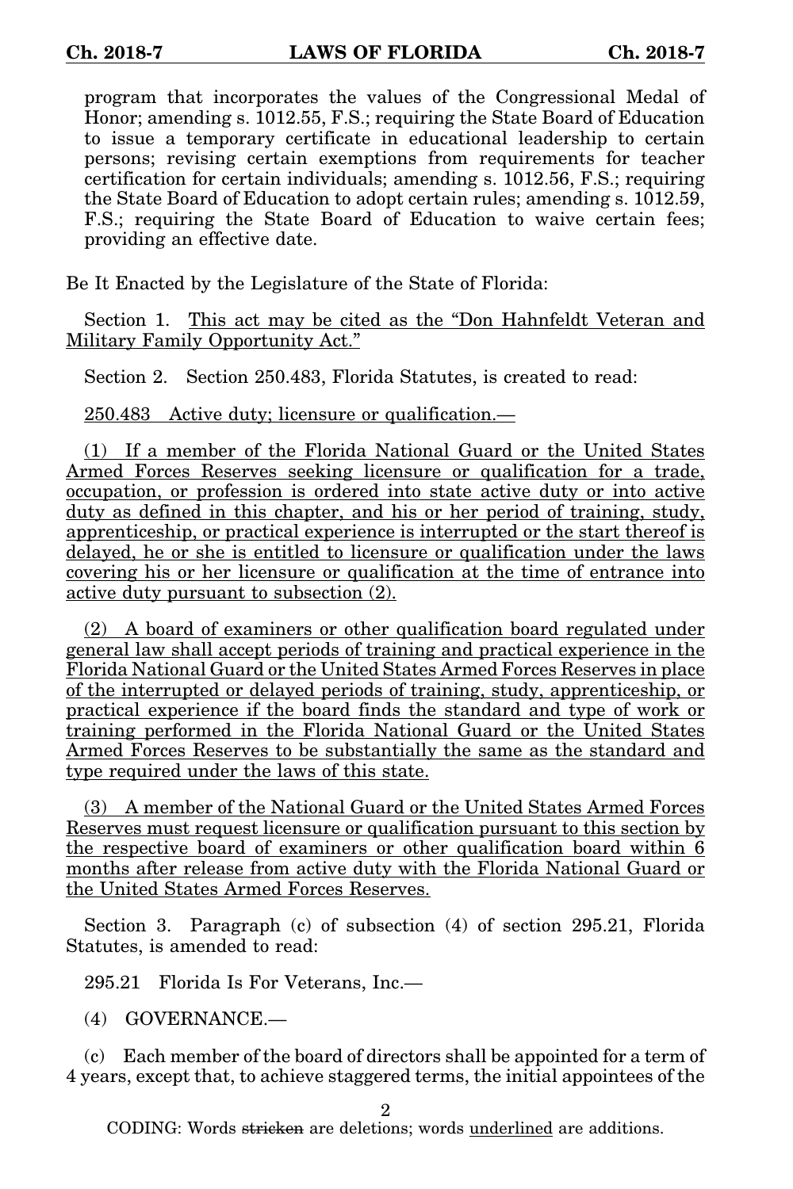program that incorporates the values of the Congressional Medal of Honor; amending s. 1012.55, F.S.; requiring the State Board of Education to issue a temporary certificate in educational leadership to certain persons; revising certain exemptions from requirements for teacher certification for certain individuals; amending s. 1012.56, F.S.; requiring the State Board of Education to adopt certain rules; amending s. 1012.59, F.S.; requiring the State Board of Education to waive certain fees; providing an effective date.

Be It Enacted by the Legislature of the State of Florida:

Section 1. <u>This act may be cited as the "Don Hahnfeldt Veteran and Military Family Opportunity Act."</u>

Section 2. Section 250.483, Florida Statutes, is created to read:

<u>250.483 Active duty; licensure or qualification.—</u>

<u>(1) If a member of the Florida National Guard or the United States Armed Forces Reserves seeking licensure or qualification for a trade, occupation, or profession is ordered into state active duty or into active duty as defined in this chapter, and his or her period of training, study, apprenticeship, or practical experience is interrupted or the start thereof is delayed, he or she is entitled to licensure or qualification under the laws covering his or her licensure or qualification at the time of entrance into active duty pursuant to subsection (2).</u>

<u>(2) A board of examiners or other qualification board regulated under general law shall accept periods of training and practical experience in the Florida National Guard or the United States Armed Forces Reserves in place of the interrupted or delayed periods of training, study, apprenticeship, or practical experience if the board finds the standard and type of work or training performed in the Florida National Guard or the United States Armed Forces Reserves to be substantially the same as the standard and type required under the laws of this state.</u>

<u>(3) A member of the National Guard or the United States Armed Forces Reserves must request licensure or qualification pursuant to this section by the respective board of examiners or other qualification board within 6 months after release from active duty with the Florida National Guard or the United States Armed Forces Reserves.</u>

Section 3. Paragraph (c) of subsection (4) of section 295.21, Florida Statutes, is amended to read:

295.21 Florida Is For Veterans, Inc.—

(4) GOVERNANCE.—

(c) Each member of the board of directors shall be appointed for a term of 4 years, except that, to achieve staggered terms, the initial appointees of the

CODING: Words ~~stricken~~ are deletions; words <u>underlined</u> are additions.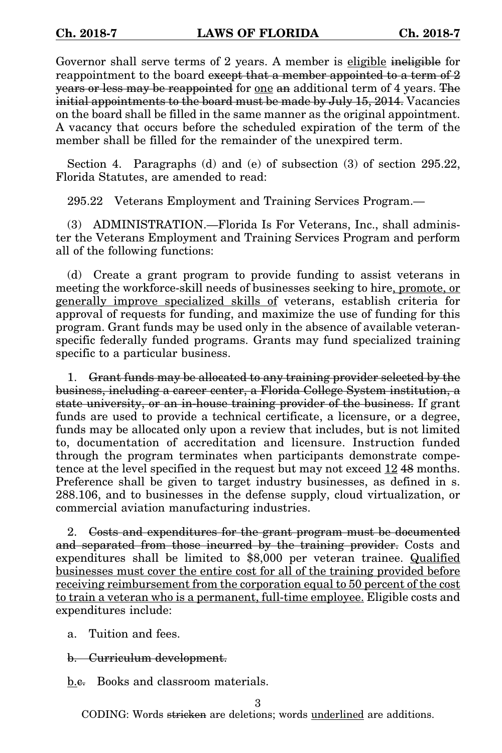Governor shall serve terms of 2 years. A member is <u>eligible</u> ~~ineligible~~ for reappointment to the board ~~except that a member appointed to a term of 2 years or less may be reappointed~~ for <u>one</u> ~~an~~ additional term of 4 years. ~~The initial appointments to the board must be made by July 15, 2014.~~ Vacancies on the board shall be filled in the same manner as the original appointment. A vacancy that occurs before the scheduled expiration of the term of the member shall be filled for the remainder of the unexpired term.

Section 4. Paragraphs (d) and (e) of subsection (3) of section 295.22, Florida Statutes, are amended to read:

295.22 Veterans Employment and Training Services Program.—

(3) ADMINISTRATION.—Florida Is For Veterans, Inc., shall administer the Veterans Employment and Training Services Program and perform all of the following functions:

(d) Create a grant program to provide funding to assist veterans in meeting the workforce-skill needs of businesses seeking to hire<u>, promote, or generally improve specialized skills of</u> veterans, establish criteria for approval of requests for funding, and maximize the use of funding for this program. Grant funds may be used only in the absence of available veteran-specific federally funded programs. Grants may fund specialized training specific to a particular business.

1. ~~Grant funds may be allocated to any training provider selected by the business, including a career center, a Florida College System institution, a state university, or an in-house training provider of the business.~~ If grant funds are used to provide a technical certificate, a licensure, or a degree, funds may be allocated only upon a review that includes, but is not limited to, documentation of accreditation and licensure. Instruction funded through the program terminates when participants demonstrate competence at the level specified in the request but may not exceed <u>12</u> ~~48~~ months. Preference shall be given to target industry businesses, as defined in s. 288.106, and to businesses in the defense supply, cloud virtualization, or commercial aviation manufacturing industries.

2. ~~Costs and expenditures for the grant program must be documented and separated from those incurred by the training provider.~~ Costs and expenditures shall be limited to $8,000 per veteran trainee. <u>Qualified businesses must cover the entire cost for all of the training provided before receiving reimbursement from the corporation equal to 50 percent of the cost to train a veteran who is a permanent, full-time employee.</u> Eligible costs and expenditures include:

a. Tuition and fees.

~~b. Curriculum development.~~

<u>b.</u>~~c.~~ Books and classroom materials.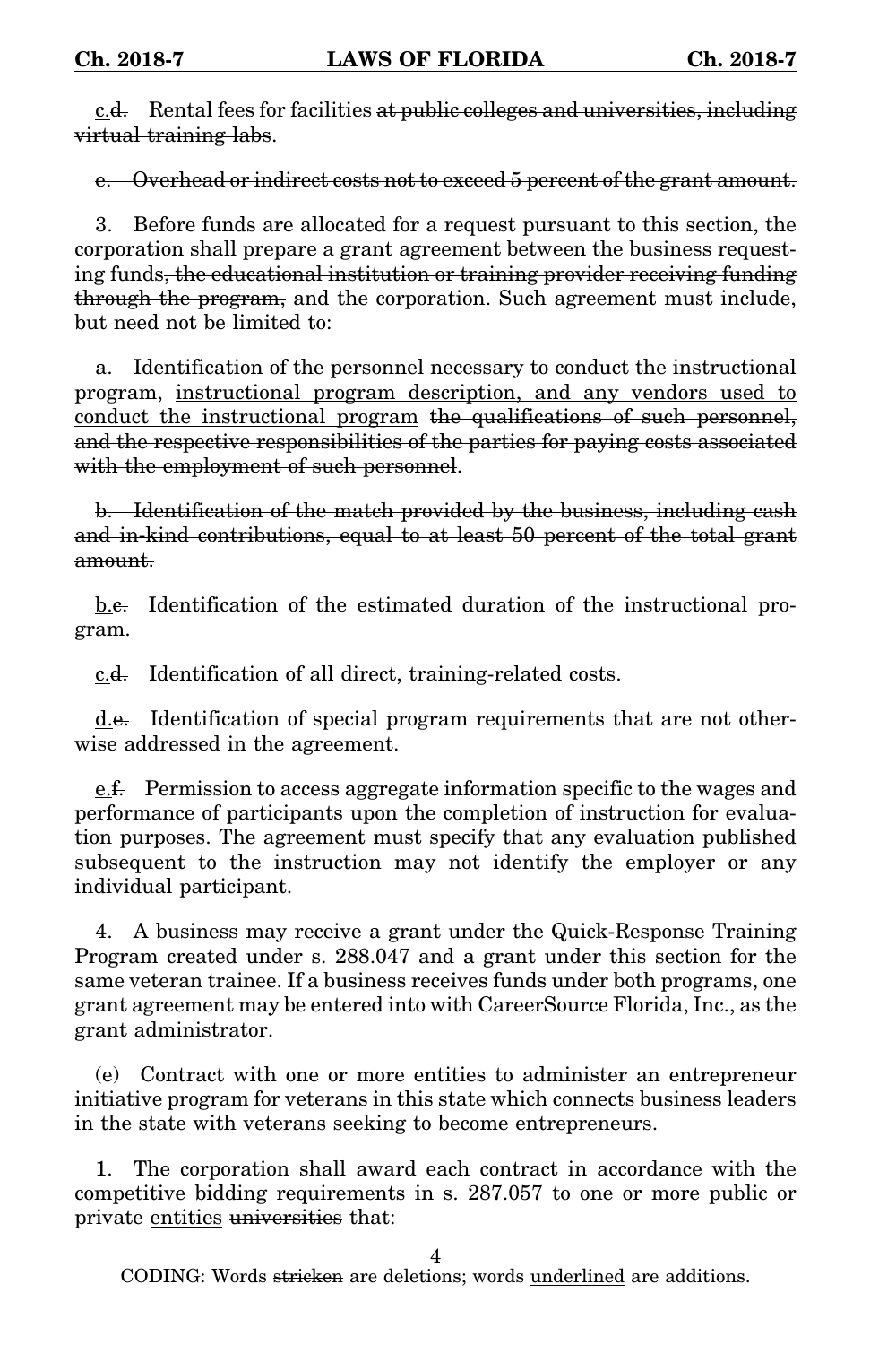<u>c.</u>~~d.~~ Rental fees for facilities ~~at public colleges and universities, including virtual training labs~~.

~~e. Overhead or indirect costs not to exceed 5 percent of the grant amount.~~

3. Before funds are allocated for a request pursuant to this section, the corporation shall prepare a grant agreement between the business requesting funds~~, the educational institution or training provider receiving funding through the program,~~ and the corporation. Such agreement must include, but need not be limited to:

a. Identification of the personnel necessary to conduct the instructional program, <u>instructional program description, and any vendors used to conduct the instructional program</u> ~~the qualifications of such personnel, and the respective responsibilities of the parties for paying costs associated with the employment of such personnel~~.

~~b. Identification of the match provided by the business, including cash and in-kind contributions, equal to at least 50 percent of the total grant amount.~~

<u>b.</u>~~c.~~ Identification of the estimated duration of the instructional program.

<u>c.</u>~~d.~~ Identification of all direct, training-related costs.

<u>d.</u>~~e.~~ Identification of special program requirements that are not otherwise addressed in the agreement.

<u>e.</u>~~f.~~ Permission to access aggregate information specific to the wages and performance of participants upon the completion of instruction for evaluation purposes. The agreement must specify that any evaluation published subsequent to the instruction may not identify the employer or any individual participant.

4. A business may receive a grant under the Quick-Response Training Program created under s. 288.047 and a grant under this section for the same veteran trainee. If a business receives funds under both programs, one grant agreement may be entered into with CareerSource Florida, Inc., as the grant administrator.

(e) Contract with one or more entities to administer an entrepreneur initiative program for veterans in this state which connects business leaders in the state with veterans seeking to become entrepreneurs.

1. The corporation shall award each contract in accordance with the competitive bidding requirements in s. 287.057 to one or more public or private <u>entities</u> ~~universities~~ that: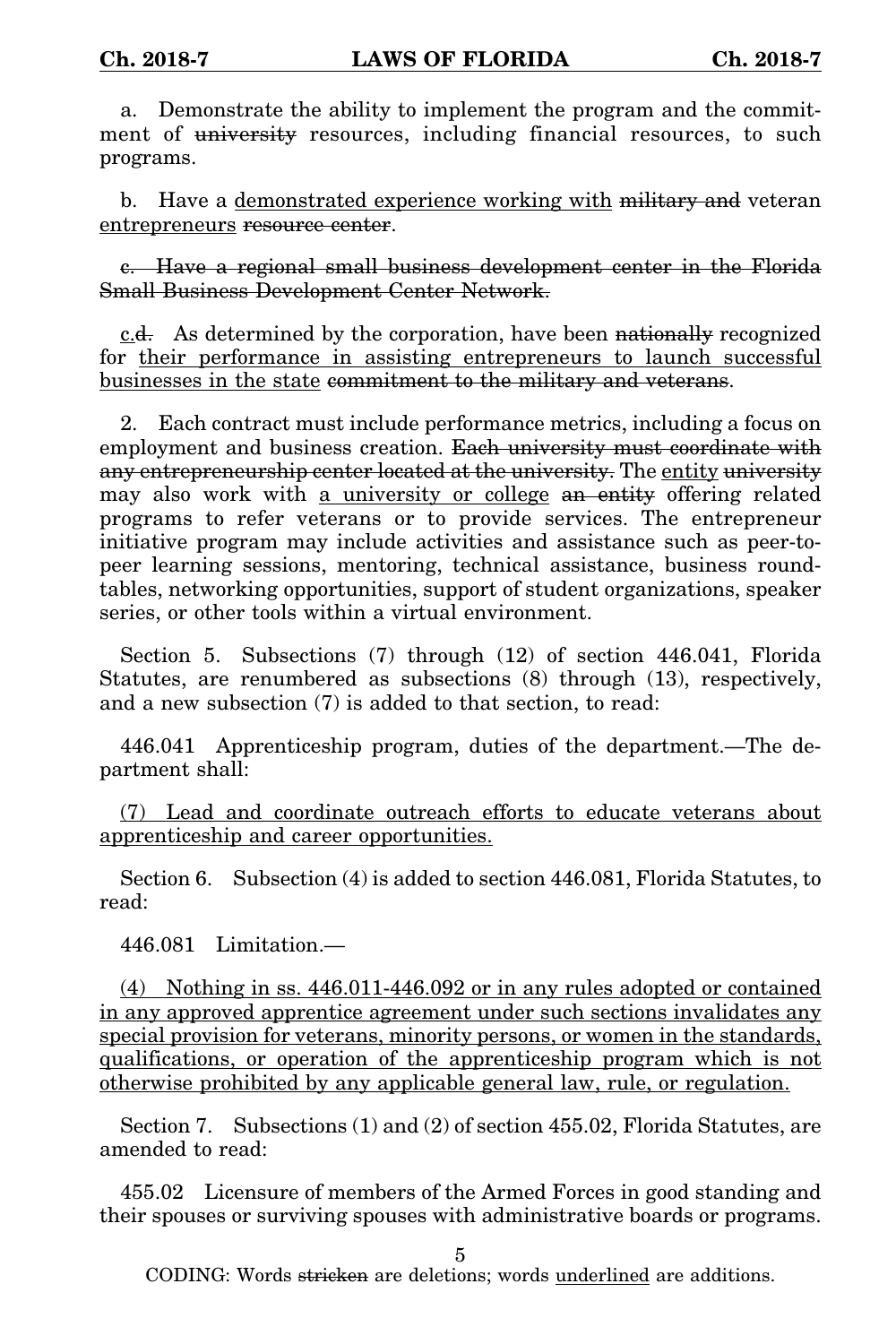a. Demonstrate the ability to implement the program and the commitment of ~~university~~ resources, including financial resources, to such programs.

b. Have a <u>demonstrated experience working with</u> ~~military and~~ veteran <u>entrepreneurs</u> ~~resource center~~.

~~c. Have a regional small business development center in the Florida Small Business Development Center Network.~~

<u>c.</u>~~d.~~ As determined by the corporation, have been ~~nationally~~ recognized for <u>their performance in assisting entrepreneurs to launch successful businesses in the state</u> ~~commitment to the military and veterans~~.

2. Each contract must include performance metrics, including a focus on employment and business creation. ~~Each university must coordinate with any entrepreneurship center located at the university.~~ The <u>entity</u> ~~university~~ may also work with <u>a university or college</u> ~~an entity~~ offering related programs to refer veterans or to provide services. The entrepreneur initiative program may include activities and assistance such as peer-to-peer learning sessions, mentoring, technical assistance, business roundtables, networking opportunities, support of student organizations, speaker series, or other tools within a virtual environment.

Section 5. Subsections (7) through (12) of section 446.041, Florida Statutes, are renumbered as subsections (8) through (13), respectively, and a new subsection (7) is added to that section, to read:

446.041 Apprenticeship program, duties of the department.—The department shall:

<u>(7) Lead and coordinate outreach efforts to educate veterans about apprenticeship and career opportunities.</u>

Section 6. Subsection (4) is added to section 446.081, Florida Statutes, to read:

446.081 Limitation.—

<u>(4) Nothing in ss. 446.011-446.092 or in any rules adopted or contained in any approved apprentice agreement under such sections invalidates any special provision for veterans, minority persons, or women in the standards, qualifications, or operation of the apprenticeship program which is not otherwise prohibited by any applicable general law, rule, or regulation.</u>

Section 7. Subsections (1) and (2) of section 455.02, Florida Statutes, are amended to read:

455.02 Licensure of members of the Armed Forces in good standing and their spouses or surviving spouses with administrative boards or programs.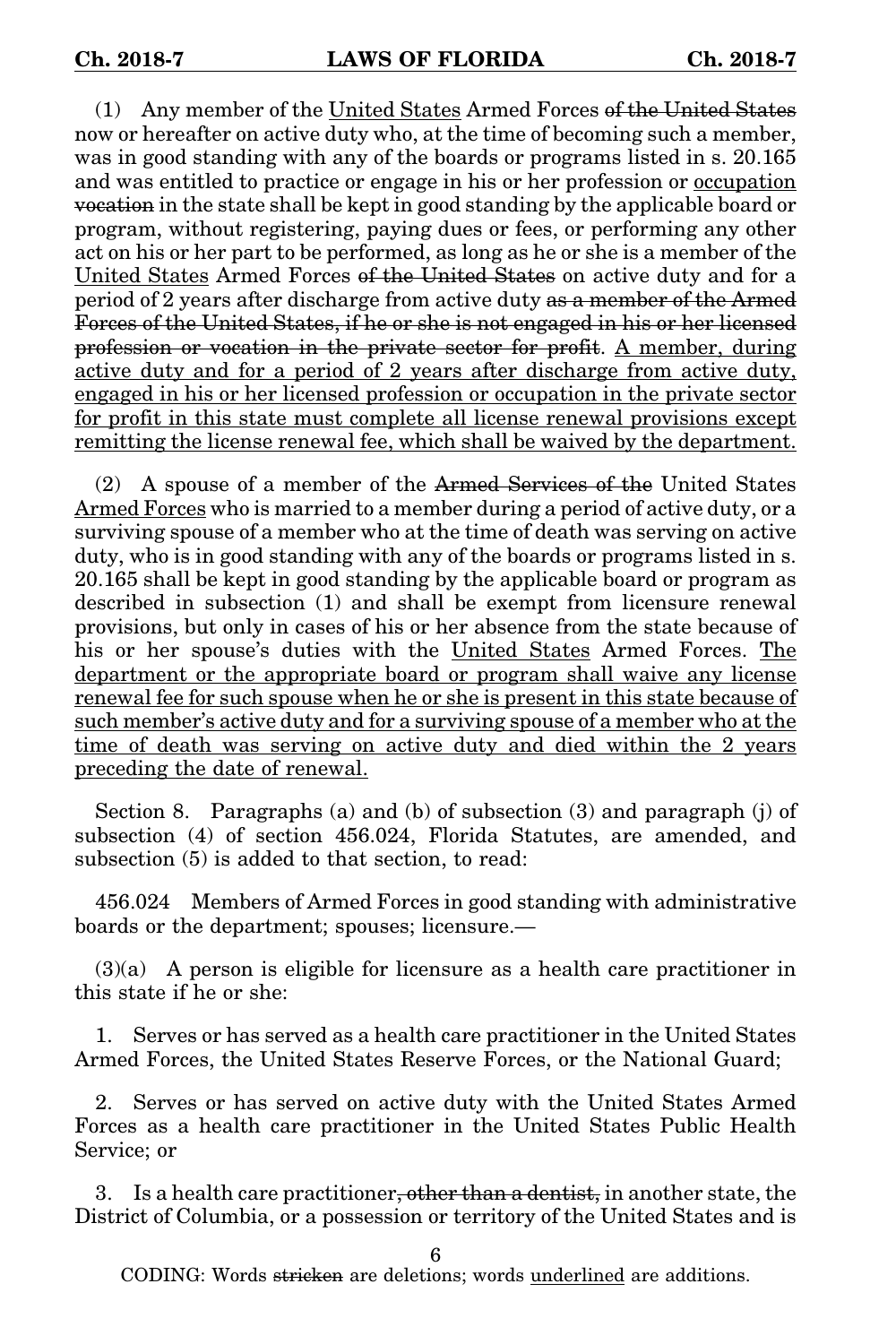(1) Any member of the <u>United States</u> Armed Forces ~~of the United States~~ now or hereafter on active duty who, at the time of becoming such a member, was in good standing with any of the boards or programs listed in s. 20.165 and was entitled to practice or engage in his or her profession or <u>occupation</u> ~~vocation~~ in the state shall be kept in good standing by the applicable board or program, without registering, paying dues or fees, or performing any other act on his or her part to be performed, as long as he or she is a member of the <u>United States</u> Armed Forces ~~of the United States~~ on active duty and for a period of 2 years after discharge from active duty ~~as a member of the Armed Forces of the United States, if he or she is not engaged in his or her licensed profession or vocation in the private sector for profit~~. <u>A member, during active duty and for a period of 2 years after discharge from active duty, engaged in his or her licensed profession or occupation in the private sector for profit in this state must complete all license renewal provisions except remitting the license renewal fee, which shall be waived by the department.</u>

(2) A spouse of a member of the ~~Armed Services of the~~ United States <u>Armed Forces</u> who is married to a member during a period of active duty, or a surviving spouse of a member who at the time of death was serving on active duty, who is in good standing with any of the boards or programs listed in s. 20.165 shall be kept in good standing by the applicable board or program as described in subsection (1) and shall be exempt from licensure renewal provisions, but only in cases of his or her absence from the state because of his or her spouse's duties with the <u>United States</u> Armed Forces. <u>The department or the appropriate board or program shall waive any license renewal fee for such spouse when he or she is present in this state because of such member's active duty and for a surviving spouse of a member who at the time of death was serving on active duty and died within the 2 years preceding the date of renewal.</u>

Section 8. Paragraphs (a) and (b) of subsection (3) and paragraph (j) of subsection (4) of section 456.024, Florida Statutes, are amended, and subsection (5) is added to that section, to read:

456.024 Members of Armed Forces in good standing with administrative boards or the department; spouses; licensure.—

(3)(a) A person is eligible for licensure as a health care practitioner in this state if he or she:

1. Serves or has served as a health care practitioner in the United States Armed Forces, the United States Reserve Forces, or the National Guard;

2. Serves or has served on active duty with the United States Armed Forces as a health care practitioner in the United States Public Health Service; or

3. Is a health care practitioner~~, other than a dentist,~~ in another state, the District of Columbia, or a possession or territory of the United States and is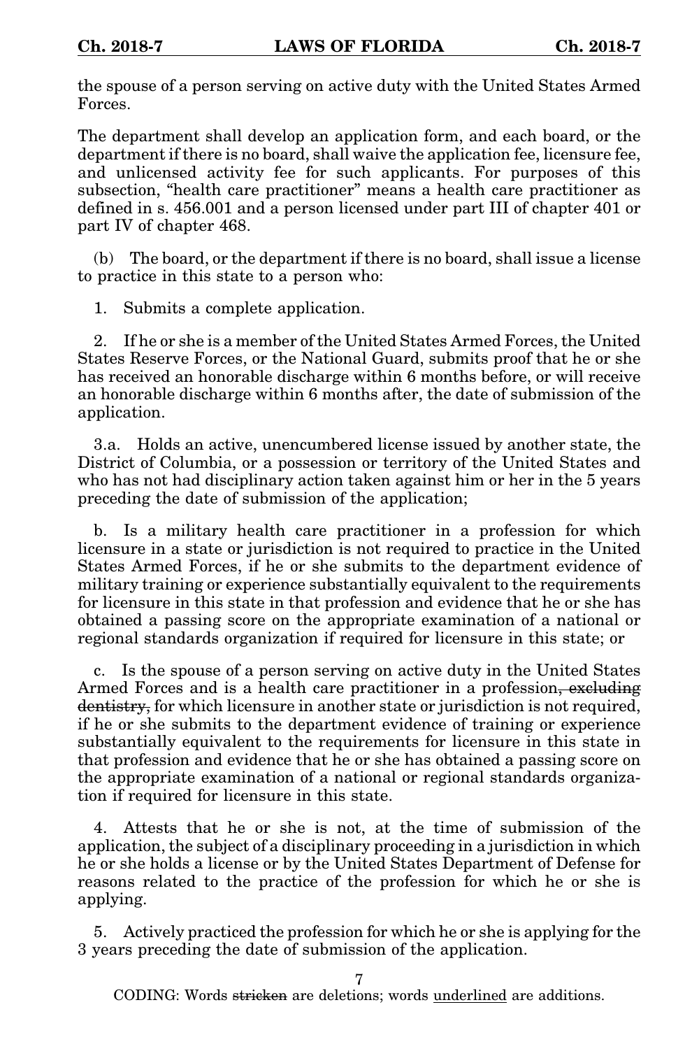the spouse of a person serving on active duty with the United States Armed Forces.

The department shall develop an application form, and each board, or the department if there is no board, shall waive the application fee, licensure fee, and unlicensed activity fee for such applicants. For purposes of this subsection, "health care practitioner" means a health care practitioner as defined in s. 456.001 and a person licensed under part III of chapter 401 or part IV of chapter 468.

(b) The board, or the department if there is no board, shall issue a license to practice in this state to a person who:

1. Submits a complete application.

2. If he or she is a member of the United States Armed Forces, the United States Reserve Forces, or the National Guard, submits proof that he or she has received an honorable discharge within 6 months before, or will receive an honorable discharge within 6 months after, the date of submission of the application.

3.a. Holds an active, unencumbered license issued by another state, the District of Columbia, or a possession or territory of the United States and who has not had disciplinary action taken against him or her in the 5 years preceding the date of submission of the application;

b. Is a military health care practitioner in a profession for which licensure in a state or jurisdiction is not required to practice in the United States Armed Forces, if he or she submits to the department evidence of military training or experience substantially equivalent to the requirements for licensure in this state in that profession and evidence that he or she has obtained a passing score on the appropriate examination of a national or regional standards organization if required for licensure in this state; or

c. Is the spouse of a person serving on active duty in the United States Armed Forces and is a health care practitioner in a profession~~, excluding dentistry,~~ for which licensure in another state or jurisdiction is not required, if he or she submits to the department evidence of training or experience substantially equivalent to the requirements for licensure in this state in that profession and evidence that he or she has obtained a passing score on the appropriate examination of a national or regional standards organization if required for licensure in this state.

4. Attests that he or she is not, at the time of submission of the application, the subject of a disciplinary proceeding in a jurisdiction in which he or she holds a license or by the United States Department of Defense for reasons related to the practice of the profession for which he or she is applying.

5. Actively practiced the profession for which he or she is applying for the 3 years preceding the date of submission of the application.

CODING: Words ~~stricken~~ are deletions; words underlined are additions.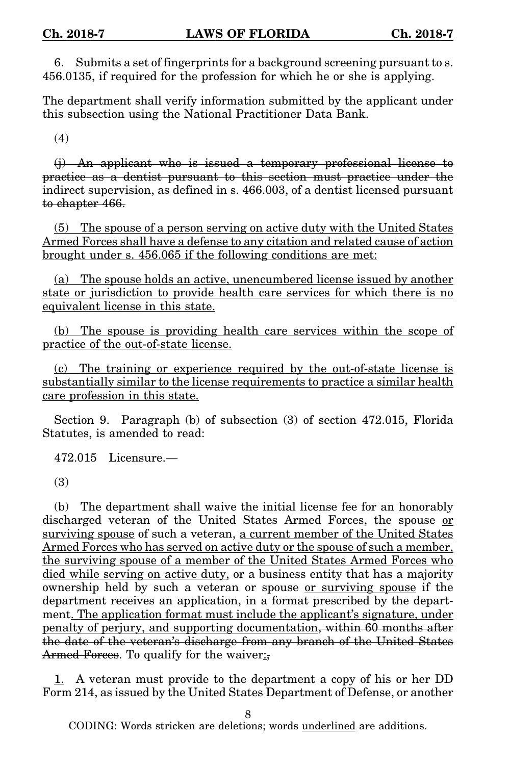6. Submits a set of fingerprints for a background screening pursuant to s. 456.0135, if required for the profession for which he or she is applying.

The department shall verify information submitted by the applicant under this subsection using the National Practitioner Data Bank.

(4)

~~(j) An applicant who is issued a temporary professional license to practice as a dentist pursuant to this section must practice under the indirect supervision, as defined in s. 466.003, of a dentist licensed pursuant to chapter 466.~~

<u>(5) The spouse of a person serving on active duty with the United States Armed Forces shall have a defense to any citation and related cause of action brought under s. 456.065 if the following conditions are met:</u>

<u>(a) The spouse holds an active, unencumbered license issued by another state or jurisdiction to provide health care services for which there is no equivalent license in this state.</u>

<u>(b) The spouse is providing health care services within the scope of practice of the out-of-state license.</u>

<u>(c) The training or experience required by the out-of-state license is substantially similar to the license requirements to practice a similar health care profession in this state.</u>

Section 9. Paragraph (b) of subsection (3) of section 472.015, Florida Statutes, is amended to read:

472.015 Licensure.—

(3)

(b) The department shall waive the initial license fee for an honorably discharged veteran of the United States Armed Forces, the spouse <u>or surviving spouse</u> of such a veteran, <u>a current member of the United States Armed Forces who has served on active duty or the spouse of such a member, the surviving spouse of a member of the United States Armed Forces who died while serving on active duty,</u> or a business entity that has a majority ownership held by such a veteran or spouse <u>or surviving spouse</u> if the department receives an application~~,~~ in a format prescribed by the department<u>. The application format must include the applicant's signature, under penalty of perjury, and supporting documentation</u>~~, within 60 months after the date of the veteran's discharge from any branch of the United States Armed Forces~~. To qualify for the waiver<u>:</u>~~,~~

<u>1.</u> A veteran must provide to the department a copy of his or her DD Form 214, as issued by the United States Department of Defense, or another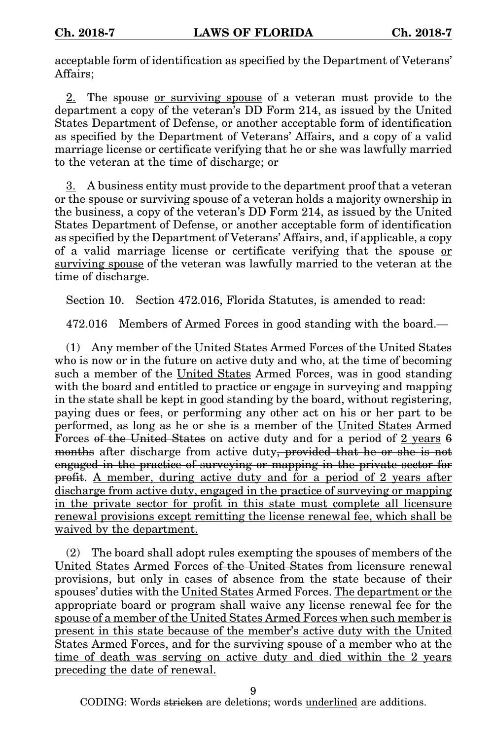acceptable form of identification as specified by the Department of Veterans' Affairs;

<u>2.</u> The spouse <u>or surviving spouse</u> of a veteran must provide to the department a copy of the veteran's DD Form 214, as issued by the United States Department of Defense, or another acceptable form of identification as specified by the Department of Veterans' Affairs, and a copy of a valid marriage license or certificate verifying that he or she was lawfully married to the veteran at the time of discharge; or

<u>3.</u> A business entity must provide to the department proof that a veteran or the spouse <u>or surviving spouse</u> of a veteran holds a majority ownership in the business, a copy of the veteran's DD Form 214, as issued by the United States Department of Defense, or another acceptable form of identification as specified by the Department of Veterans' Affairs, and, if applicable, a copy of a valid marriage license or certificate verifying that the spouse <u>or surviving spouse</u> of the veteran was lawfully married to the veteran at the time of discharge.

Section 10. Section 472.016, Florida Statutes, is amended to read:

472.016 Members of Armed Forces in good standing with the board.—

(1) Any member of the <u>United States</u> Armed Forces ~~of the United States~~ who is now or in the future on active duty and who, at the time of becoming such a member of the <u>United States</u> Armed Forces, was in good standing with the board and entitled to practice or engage in surveying and mapping in the state shall be kept in good standing by the board, without registering, paying dues or fees, or performing any other act on his or her part to be performed, as long as he or she is a member of the <u>United States</u> Armed Forces ~~of the United States~~ on active duty and for a period of <u>2 years</u> ~~6 months~~ after discharge from active duty~~, provided that he or she is not engaged in the practice of surveying or mapping in the private sector for profit~~. <u>A member, during active duty and for a period of 2 years after discharge from active duty, engaged in the practice of surveying or mapping in the private sector for profit in this state must complete all licensure renewal provisions except remitting the license renewal fee, which shall be waived by the department.</u>

(2) The board shall adopt rules exempting the spouses of members of the <u>United States</u> Armed Forces ~~of the United States~~ from licensure renewal provisions, but only in cases of absence from the state because of their spouses' duties with the <u>United States</u> Armed Forces. <u>The department or the appropriate board or program shall waive any license renewal fee for the spouse of a member of the United States Armed Forces when such member is present in this state because of the member's active duty with the United States Armed Forces, and for the surviving spouse of a member who at the time of death was serving on active duty and died within the 2 years preceding the date of renewal.</u>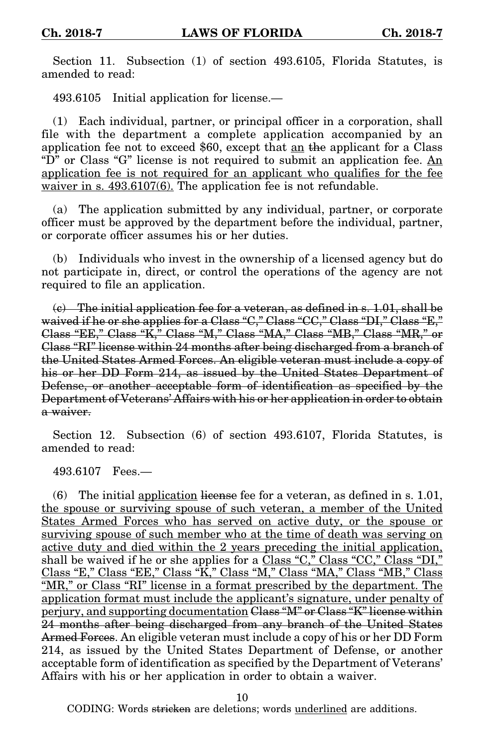Section 11. Subsection (1) of section 493.6105, Florida Statutes, is amended to read:

493.6105 Initial application for license.—

(1) Each individual, partner, or principal officer in a corporation, shall file with the department a complete application accompanied by an application fee not to exceed $60, except that <u>an</u> ~~the~~ applicant for a Class "D" or Class "G" license is not required to submit an application fee. <u>An application fee is not required for an applicant who qualifies for the fee waiver in s. 493.6107(6).</u> The application fee is not refundable.

(a) The application submitted by any individual, partner, or corporate officer must be approved by the department before the individual, partner, or corporate officer assumes his or her duties.

(b) Individuals who invest in the ownership of a licensed agency but do not participate in, direct, or control the operations of the agency are not required to file an application.

~~(c) The initial application fee for a veteran, as defined in s. 1.01, shall be waived if he or she applies for a Class "C," Class "CC," Class "DI," Class "E," Class "EE," Class "K," Class "M," Class "MA," Class "MB," Class "MR," or Class "RI" license within 24 months after being discharged from a branch of the United States Armed Forces. An eligible veteran must include a copy of his or her DD Form 214, as issued by the United States Department of Defense, or another acceptable form of identification as specified by the Department of Veterans' Affairs with his or her application in order to obtain a waiver.~~

Section 12. Subsection (6) of section 493.6107, Florida Statutes, is amended to read:

493.6107 Fees.—

(6) The initial <u>application</u> ~~license~~ fee for a veteran, as defined in s. 1.01, <u>the spouse or surviving spouse of such veteran, a member of the United States Armed Forces who has served on active duty, or the spouse or surviving spouse of such member who at the time of death was serving on active duty and died within the 2 years preceding the initial application,</u> shall be waived if he or she applies for a <u>Class "C," Class "CC," Class "DI," Class "E," Class "EE," Class "K," Class "M," Class "MA," Class "MB," Class "MR," or Class "RI" license in a format prescribed by the department. The application format must include the applicant's signature, under penalty of perjury, and supporting documentation</u> ~~Class "M" or Class "K" license within 24 months after being discharged from any branch of the United States Armed Forces~~. An eligible veteran must include a copy of his or her DD Form 214, as issued by the United States Department of Defense, or another acceptable form of identification as specified by the Department of Veterans' Affairs with his or her application in order to obtain a waiver.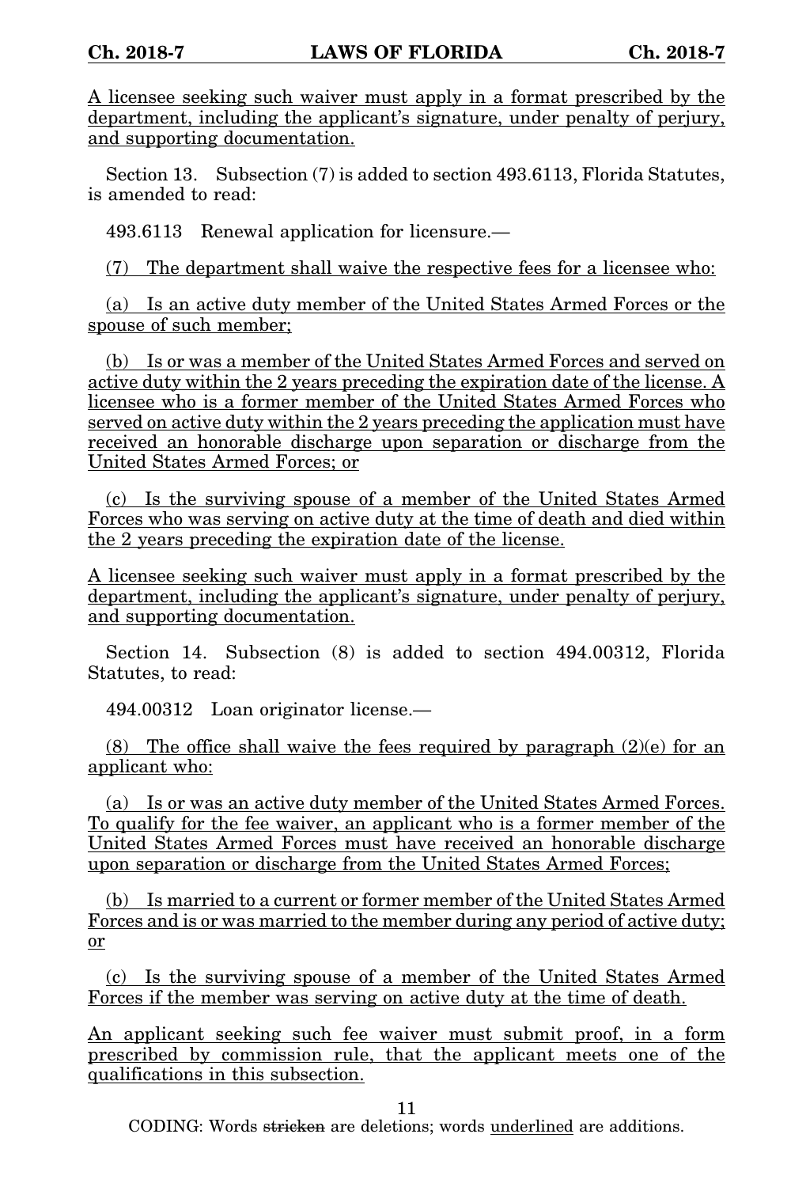A licensee seeking such waiver must apply in a format prescribed by the department, including the applicant's signature, under penalty of perjury, and supporting documentation.

Section 13. Subsection (7) is added to section 493.6113, Florida Statutes, is amended to read:

493.6113 Renewal application for licensure.—

(7) The department shall waive the respective fees for a licensee who:

(a) Is an active duty member of the United States Armed Forces or the spouse of such member;

(b) Is or was a member of the United States Armed Forces and served on active duty within the 2 years preceding the expiration date of the license. A licensee who is a former member of the United States Armed Forces who served on active duty within the 2 years preceding the application must have received an honorable discharge upon separation or discharge from the United States Armed Forces; or

(c) Is the surviving spouse of a member of the United States Armed Forces who was serving on active duty at the time of death and died within the 2 years preceding the expiration date of the license.

A licensee seeking such waiver must apply in a format prescribed by the department, including the applicant's signature, under penalty of perjury, and supporting documentation.

Section 14. Subsection (8) is added to section 494.00312, Florida Statutes, to read:

494.00312 Loan originator license.—

(8) The office shall waive the fees required by paragraph (2)(e) for an applicant who:

(a) Is or was an active duty member of the United States Armed Forces. To qualify for the fee waiver, an applicant who is a former member of the United States Armed Forces must have received an honorable discharge upon separation or discharge from the United States Armed Forces;

(b) Is married to a current or former member of the United States Armed Forces and is or was married to the member during any period of active duty; or

(c) Is the surviving spouse of a member of the United States Armed Forces if the member was serving on active duty at the time of death.

An applicant seeking such fee waiver must submit proof, in a form prescribed by commission rule, that the applicant meets one of the qualifications in this subsection.

CODING: Words ~~stricken~~ are deletions; words underlined are additions.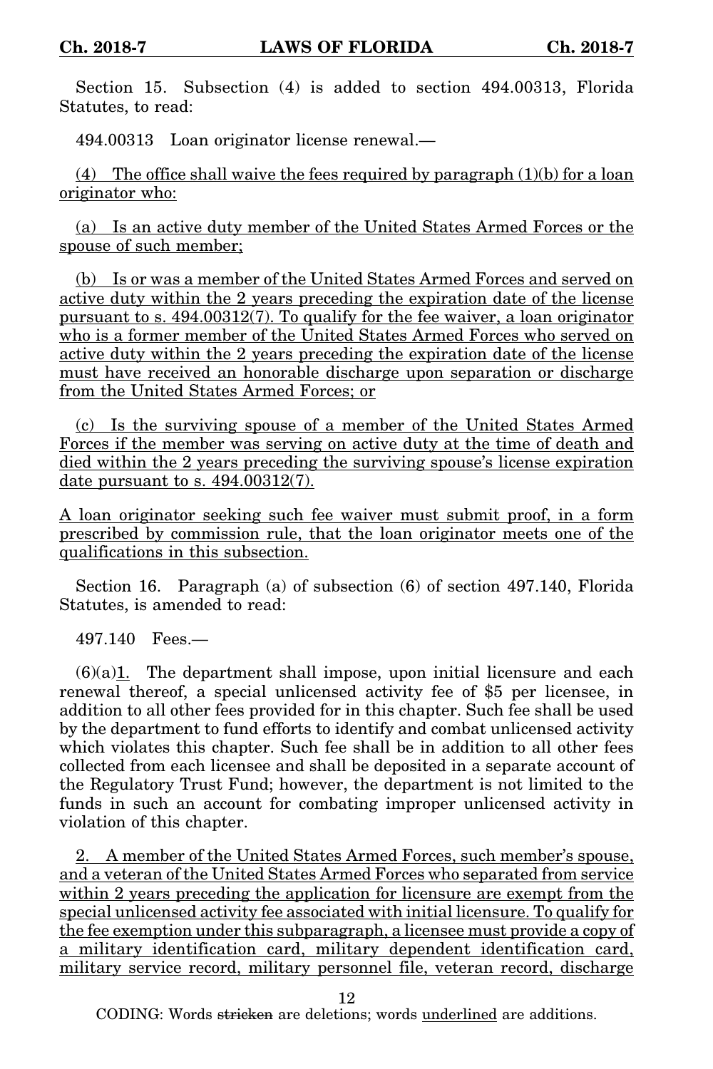Section 15. Subsection (4) is added to section 494.00313, Florida Statutes, to read:

494.00313 Loan originator license renewal.—

<u>(4) The office shall waive the fees required by paragraph (1)(b) for a loan originator who:</u>

<u>(a) Is an active duty member of the United States Armed Forces or the spouse of such member;</u>

<u>(b) Is or was a member of the United States Armed Forces and served on active duty within the 2 years preceding the expiration date of the license pursuant to s. 494.00312(7). To qualify for the fee waiver, a loan originator who is a former member of the United States Armed Forces who served on active duty within the 2 years preceding the expiration date of the license must have received an honorable discharge upon separation or discharge from the United States Armed Forces; or</u>

<u>(c) Is the surviving spouse of a member of the United States Armed Forces if the member was serving on active duty at the time of death and died within the 2 years preceding the surviving spouse's license expiration date pursuant to s. 494.00312(7).</u>

<u>A loan originator seeking such fee waiver must submit proof, in a form prescribed by commission rule, that the loan originator meets one of the qualifications in this subsection.</u>

Section 16. Paragraph (a) of subsection (6) of section 497.140, Florida Statutes, is amended to read:

497.140 Fees.—

(6)(a)<u>1.</u> The department shall impose, upon initial licensure and each renewal thereof, a special unlicensed activity fee of $5 per licensee, in addition to all other fees provided for in this chapter. Such fee shall be used by the department to fund efforts to identify and combat unlicensed activity which violates this chapter. Such fee shall be in addition to all other fees collected from each licensee and shall be deposited in a separate account of the Regulatory Trust Fund; however, the department is not limited to the funds in such an account for combating improper unlicensed activity in violation of this chapter.

<u>2. A member of the United States Armed Forces, such member's spouse, and a veteran of the United States Armed Forces who separated from service within 2 years preceding the application for licensure are exempt from the special unlicensed activity fee associated with initial licensure. To qualify for the fee exemption under this subparagraph, a licensee must provide a copy of a military identification card, military dependent identification card, military service record, military personnel file, veteran record, discharge</u>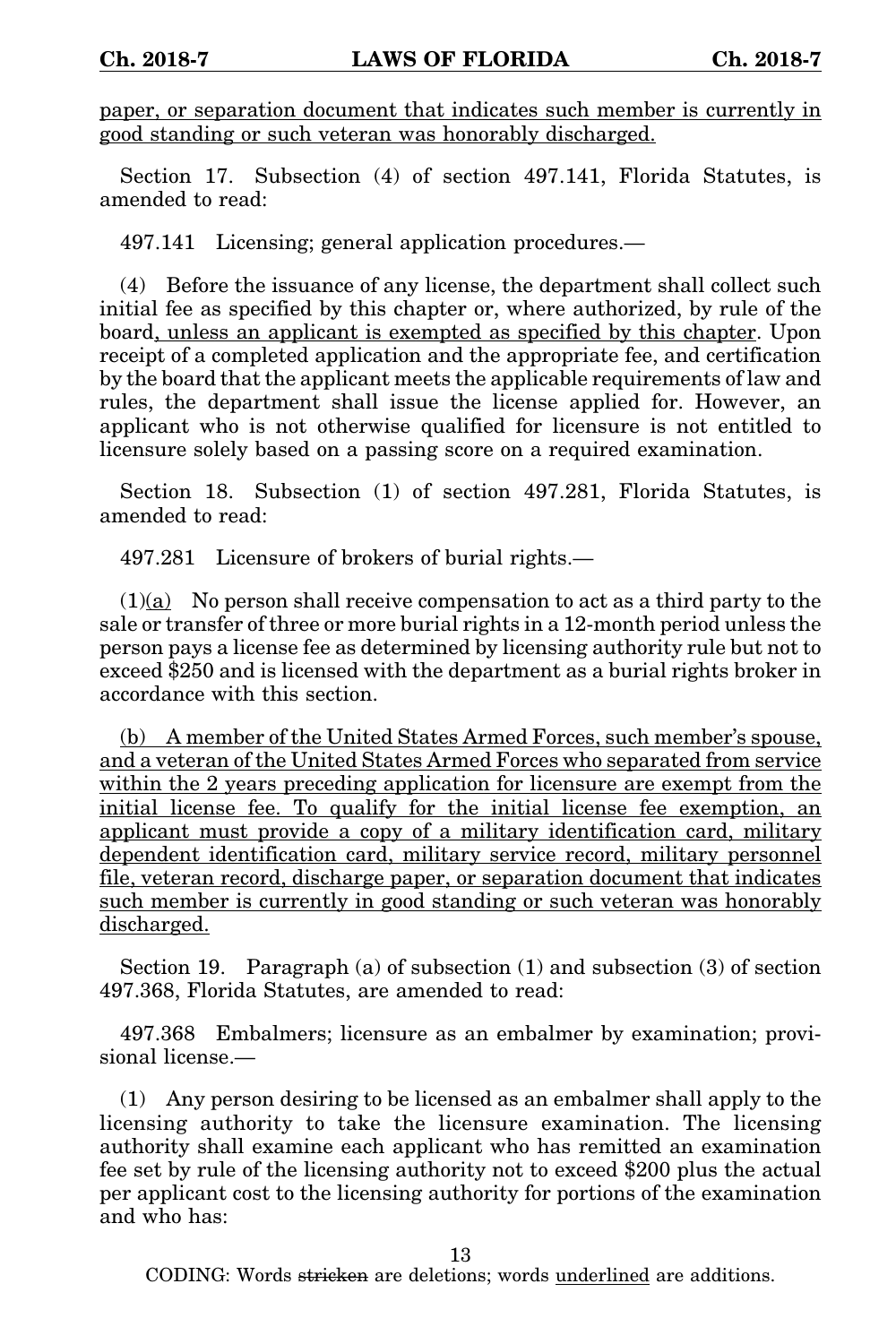paper, or separation document that indicates such member is currently in good standing or such veteran was honorably discharged.

Section 17. Subsection (4) of section 497.141, Florida Statutes, is amended to read:

497.141 Licensing; general application procedures.—

(4) Before the issuance of any license, the department shall collect such initial fee as specified by this chapter or, where authorized, by rule of the board, unless an applicant is exempted as specified by this chapter. Upon receipt of a completed application and the appropriate fee, and certification by the board that the applicant meets the applicable requirements of law and rules, the department shall issue the license applied for. However, an applicant who is not otherwise qualified for licensure is not entitled to licensure solely based on a passing score on a required examination.

Section 18. Subsection (1) of section 497.281, Florida Statutes, is amended to read:

497.281 Licensure of brokers of burial rights.—

(1)(a) No person shall receive compensation to act as a third party to the sale or transfer of three or more burial rights in a 12-month period unless the person pays a license fee as determined by licensing authority rule but not to exceed $250 and is licensed with the department as a burial rights broker in accordance with this section.

(b) A member of the United States Armed Forces, such member's spouse, and a veteran of the United States Armed Forces who separated from service within the 2 years preceding application for licensure are exempt from the initial license fee. To qualify for the initial license fee exemption, an applicant must provide a copy of a military identification card, military dependent identification card, military service record, military personnel file, veteran record, discharge paper, or separation document that indicates such member is currently in good standing or such veteran was honorably discharged.

Section 19. Paragraph (a) of subsection (1) and subsection (3) of section 497.368, Florida Statutes, are amended to read:

497.368 Embalmers; licensure as an embalmer by examination; provisional license.—

(1) Any person desiring to be licensed as an embalmer shall apply to the licensing authority to take the licensure examination. The licensing authority shall examine each applicant who has remitted an examination fee set by rule of the licensing authority not to exceed $200 plus the actual per applicant cost to the licensing authority for portions of the examination and who has: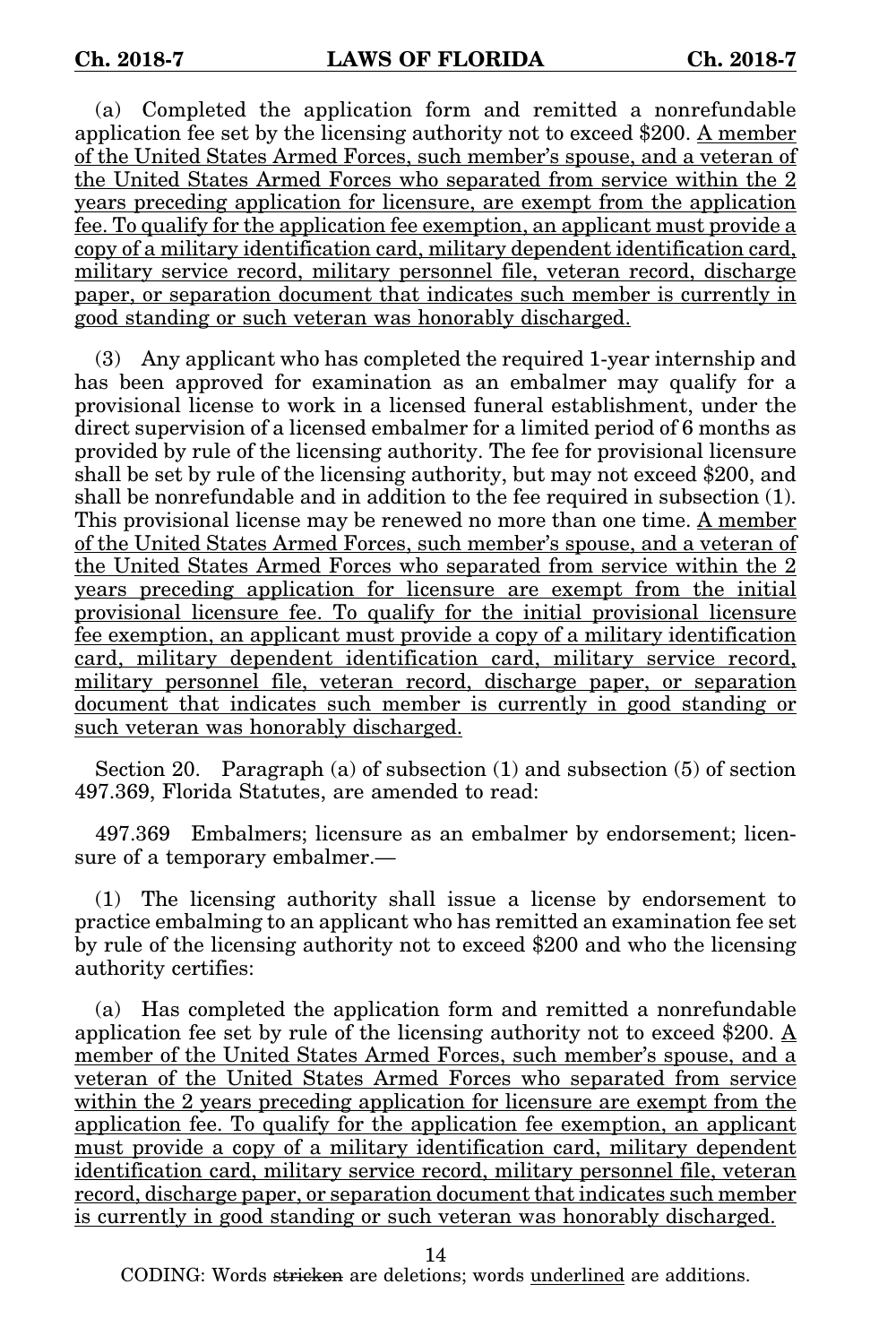(a) Completed the application form and remitted a nonrefundable application fee set by the licensing authority not to exceed $200. <u>A member of the United States Armed Forces, such member's spouse, and a veteran of the United States Armed Forces who separated from service within the 2 years preceding application for licensure, are exempt from the application fee. To qualify for the application fee exemption, an applicant must provide a copy of a military identification card, military dependent identification card, military service record, military personnel file, veteran record, discharge paper, or separation document that indicates such member is currently in good standing or such veteran was honorably discharged.</u>

(3) Any applicant who has completed the required 1-year internship and has been approved for examination as an embalmer may qualify for a provisional license to work in a licensed funeral establishment, under the direct supervision of a licensed embalmer for a limited period of 6 months as provided by rule of the licensing authority. The fee for provisional licensure shall be set by rule of the licensing authority, but may not exceed $200, and shall be nonrefundable and in addition to the fee required in subsection (1). This provisional license may be renewed no more than one time. <u>A member of the United States Armed Forces, such member's spouse, and a veteran of the United States Armed Forces who separated from service within the 2 years preceding application for licensure are exempt from the initial provisional licensure fee. To qualify for the initial provisional licensure fee exemption, an applicant must provide a copy of a military identification card, military dependent identification card, military service record, military personnel file, veteran record, discharge paper, or separation document that indicates such member is currently in good standing or such veteran was honorably discharged.</u>

Section 20. Paragraph (a) of subsection (1) and subsection (5) of section 497.369, Florida Statutes, are amended to read:

497.369 Embalmers; licensure as an embalmer by endorsement; licensure of a temporary embalmer.—

(1) The licensing authority shall issue a license by endorsement to practice embalming to an applicant who has remitted an examination fee set by rule of the licensing authority not to exceed $200 and who the licensing authority certifies:

(a) Has completed the application form and remitted a nonrefundable application fee set by rule of the licensing authority not to exceed $200. <u>A member of the United States Armed Forces, such member's spouse, and a veteran of the United States Armed Forces who separated from service within the 2 years preceding application for licensure are exempt from the application fee. To qualify for the application fee exemption, an applicant must provide a copy of a military identification card, military dependent identification card, military service record, military personnel file, veteran record, discharge paper, or separation document that indicates such member is currently in good standing or such veteran was honorably discharged.</u>

CODING: Words ~~stricken~~ are deletions; words <u>underlined</u> are additions.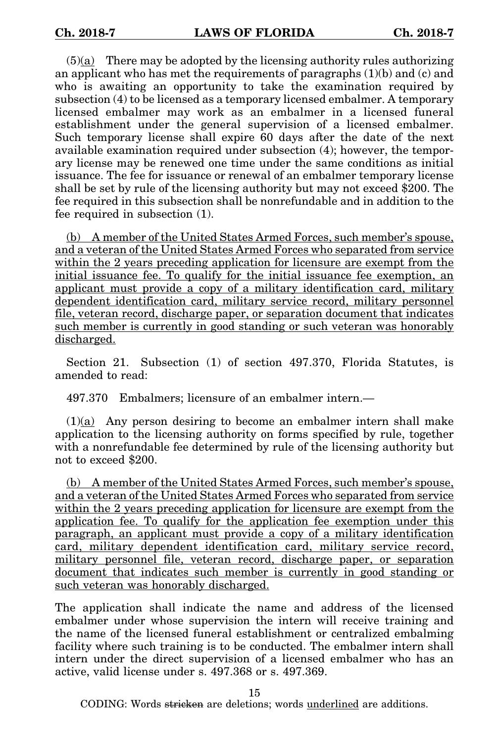(5)<u>(a)</u> There may be adopted by the licensing authority rules authorizing an applicant who has met the requirements of paragraphs (1)(b) and (c) and who is awaiting an opportunity to take the examination required by subsection (4) to be licensed as a temporary licensed embalmer. A temporary licensed embalmer may work as an embalmer in a licensed funeral establishment under the general supervision of a licensed embalmer. Such temporary license shall expire 60 days after the date of the next available examination required under subsection (4); however, the temporary license may be renewed one time under the same conditions as initial issuance. The fee for issuance or renewal of an embalmer temporary license shall be set by rule of the licensing authority but may not exceed $200. The fee required in this subsection shall be nonrefundable and in addition to the fee required in subsection (1).

<u>(b) A member of the United States Armed Forces, such member's spouse, and a veteran of the United States Armed Forces who separated from service within the 2 years preceding application for licensure are exempt from the initial issuance fee. To qualify for the initial issuance fee exemption, an applicant must provide a copy of a military identification card, military dependent identification card, military service record, military personnel file, veteran record, discharge paper, or separation document that indicates such member is currently in good standing or such veteran was honorably discharged.</u>

Section 21. Subsection (1) of section 497.370, Florida Statutes, is amended to read:

497.370 Embalmers; licensure of an embalmer intern.—

(1)<u>(a)</u> Any person desiring to become an embalmer intern shall make application to the licensing authority on forms specified by rule, together with a nonrefundable fee determined by rule of the licensing authority but not to exceed $200.

<u>(b) A member of the United States Armed Forces, such member's spouse, and a veteran of the United States Armed Forces who separated from service within the 2 years preceding application for licensure are exempt from the application fee. To qualify for the application fee exemption under this paragraph, an applicant must provide a copy of a military identification card, military dependent identification card, military service record, military personnel file, veteran record, discharge paper, or separation document that indicates such member is currently in good standing or such veteran was honorably discharged.</u>

The application shall indicate the name and address of the licensed embalmer under whose supervision the intern will receive training and the name of the licensed funeral establishment or centralized embalming facility where such training is to be conducted. The embalmer intern shall intern under the direct supervision of a licensed embalmer who has an active, valid license under s. 497.368 or s. 497.369.

CODING: Words ~~stricken~~ are deletions; words <u>underlined</u> are additions.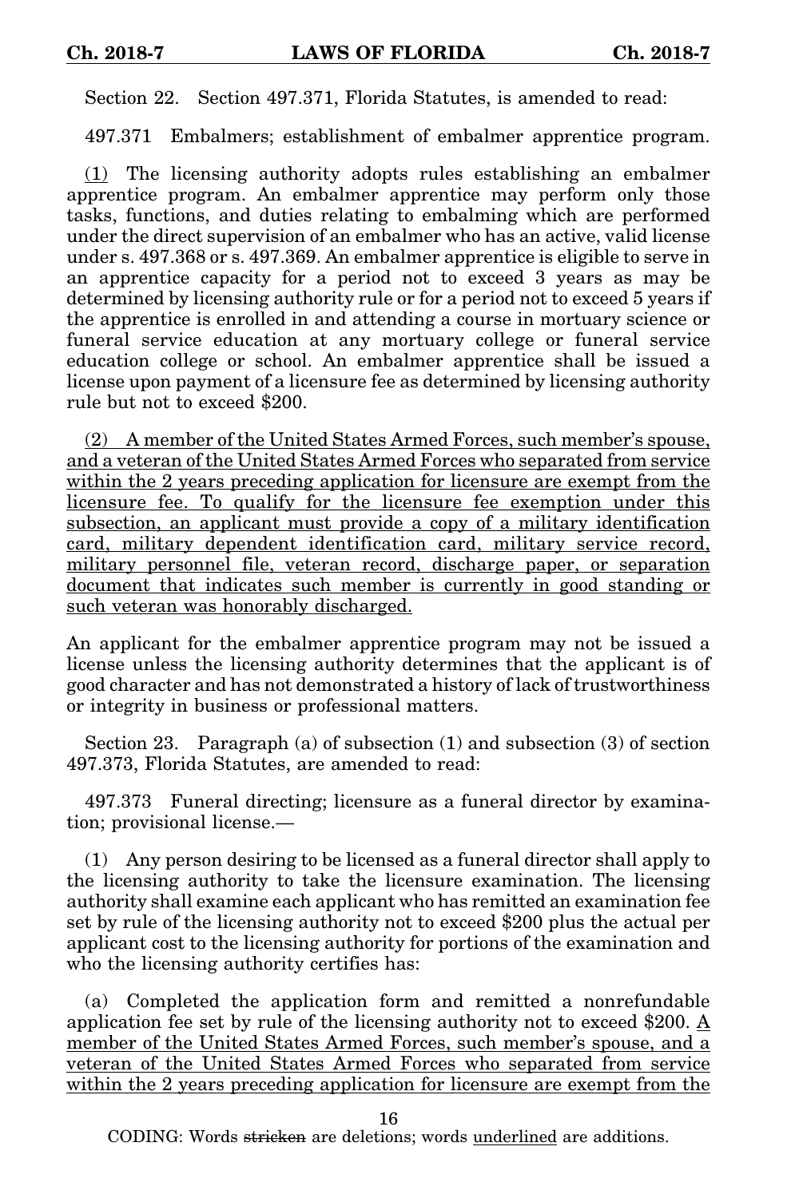Section 22. Section 497.371, Florida Statutes, is amended to read:

497.371 Embalmers; establishment of embalmer apprentice program.

<u>(1)</u> The licensing authority adopts rules establishing an embalmer apprentice program. An embalmer apprentice may perform only those tasks, functions, and duties relating to embalming which are performed under the direct supervision of an embalmer who has an active, valid license under s. 497.368 or s. 497.369. An embalmer apprentice is eligible to serve in an apprentice capacity for a period not to exceed 3 years as may be determined by licensing authority rule or for a period not to exceed 5 years if the apprentice is enrolled in and attending a course in mortuary science or funeral service education at any mortuary college or funeral service education college or school. An embalmer apprentice shall be issued a license upon payment of a licensure fee as determined by licensing authority rule but not to exceed $200.

<u>(2) A member of the United States Armed Forces, such member's spouse, and a veteran of the United States Armed Forces who separated from service within the 2 years preceding application for licensure are exempt from the licensure fee. To qualify for the licensure fee exemption under this subsection, an applicant must provide a copy of a military identification card, military dependent identification card, military service record, military personnel file, veteran record, discharge paper, or separation document that indicates such member is currently in good standing or such veteran was honorably discharged.</u>

An applicant for the embalmer apprentice program may not be issued a license unless the licensing authority determines that the applicant is of good character and has not demonstrated a history of lack of trustworthiness or integrity in business or professional matters.

Section 23. Paragraph (a) of subsection (1) and subsection (3) of section 497.373, Florida Statutes, are amended to read:

497.373 Funeral directing; licensure as a funeral director by examination; provisional license.—

(1) Any person desiring to be licensed as a funeral director shall apply to the licensing authority to take the licensure examination. The licensing authority shall examine each applicant who has remitted an examination fee set by rule of the licensing authority not to exceed $200 plus the actual per applicant cost to the licensing authority for portions of the examination and who the licensing authority certifies has:

(a) Completed the application form and remitted a nonrefundable application fee set by rule of the licensing authority not to exceed $200. <u>A member of the United States Armed Forces, such member's spouse, and a veteran of the United States Armed Forces who separated from service within the 2 years preceding application for licensure are exempt from the</u>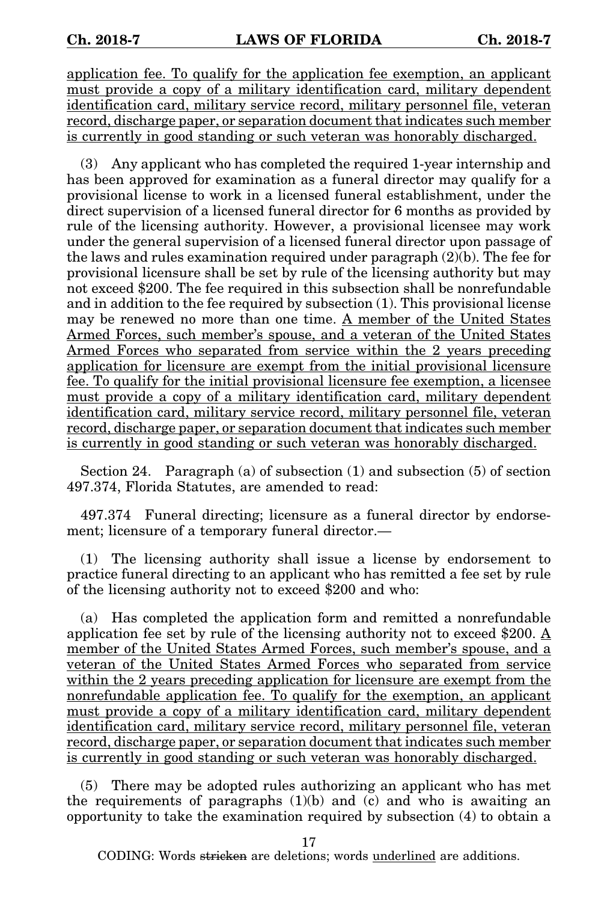application fee. To qualify for the application fee exemption, an applicant must provide a copy of a military identification card, military dependent identification card, military service record, military personnel file, veteran record, discharge paper, or separation document that indicates such member is currently in good standing or such veteran was honorably discharged.

(3) Any applicant who has completed the required 1-year internship and has been approved for examination as a funeral director may qualify for a provisional license to work in a licensed funeral establishment, under the direct supervision of a licensed funeral director for 6 months as provided by rule of the licensing authority. However, a provisional licensee may work under the general supervision of a licensed funeral director upon passage of the laws and rules examination required under paragraph (2)(b). The fee for provisional licensure shall be set by rule of the licensing authority but may not exceed $200. The fee required in this subsection shall be nonrefundable and in addition to the fee required by subsection (1). This provisional license may be renewed no more than one time. A member of the United States Armed Forces, such member's spouse, and a veteran of the United States Armed Forces who separated from service within the 2 years preceding application for licensure are exempt from the initial provisional licensure fee. To qualify for the initial provisional licensure fee exemption, a licensee must provide a copy of a military identification card, military dependent identification card, military service record, military personnel file, veteran record, discharge paper, or separation document that indicates such member is currently in good standing or such veteran was honorably discharged.

Section 24. Paragraph (a) of subsection (1) and subsection (5) of section 497.374, Florida Statutes, are amended to read:

497.374 Funeral directing; licensure as a funeral director by endorsement; licensure of a temporary funeral director.—

(1) The licensing authority shall issue a license by endorsement to practice funeral directing to an applicant who has remitted a fee set by rule of the licensing authority not to exceed $200 and who:

(a) Has completed the application form and remitted a nonrefundable application fee set by rule of the licensing authority not to exceed $200. A member of the United States Armed Forces, such member's spouse, and a veteran of the United States Armed Forces who separated from service within the 2 years preceding application for licensure are exempt from the nonrefundable application fee. To qualify for the exemption, an applicant must provide a copy of a military identification card, military dependent identification card, military service record, military personnel file, veteran record, discharge paper, or separation document that indicates such member is currently in good standing or such veteran was honorably discharged.

(5) There may be adopted rules authorizing an applicant who has met the requirements of paragraphs (1)(b) and (c) and who is awaiting an opportunity to take the examination required by subsection (4) to obtain a

CODING: Words ~~stricken~~ are deletions; words underlined are additions.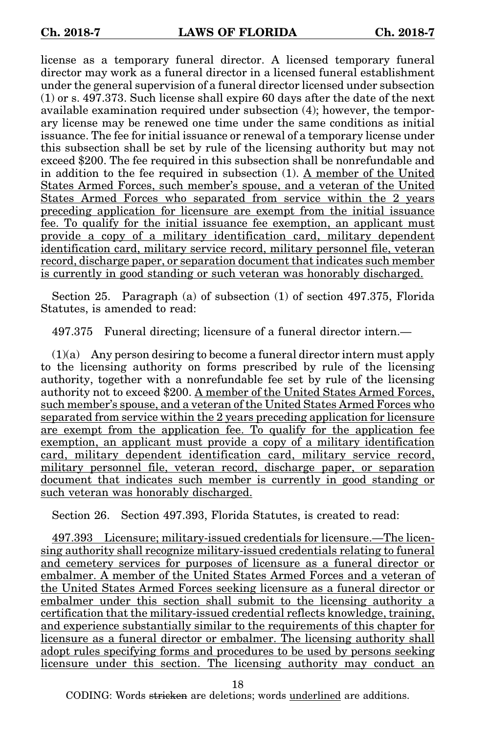license as a temporary funeral director. A licensed temporary funeral director may work as a funeral director in a licensed funeral establishment under the general supervision of a funeral director licensed under subsection (1) or s. 497.373. Such license shall expire 60 days after the date of the next available examination required under subsection (4); however, the temporary license may be renewed one time under the same conditions as initial issuance. The fee for initial issuance or renewal of a temporary license under this subsection shall be set by rule of the licensing authority but may not exceed $200. The fee required in this subsection shall be nonrefundable and in addition to the fee required in subsection (1). A member of the United States Armed Forces, such member's spouse, and a veteran of the United States Armed Forces who separated from service within the 2 years preceding application for licensure are exempt from the initial issuance fee. To qualify for the initial issuance fee exemption, an applicant must provide a copy of a military identification card, military dependent identification card, military service record, military personnel file, veteran record, discharge paper, or separation document that indicates such member is currently in good standing or such veteran was honorably discharged.

Section 25. Paragraph (a) of subsection (1) of section 497.375, Florida Statutes, is amended to read:

497.375 Funeral directing; licensure of a funeral director intern.—

(1)(a) Any person desiring to become a funeral director intern must apply to the licensing authority on forms prescribed by rule of the licensing authority, together with a nonrefundable fee set by rule of the licensing authority not to exceed $200. A member of the United States Armed Forces, such member's spouse, and a veteran of the United States Armed Forces who separated from service within the 2 years preceding application for licensure are exempt from the application fee. To qualify for the application fee exemption, an applicant must provide a copy of a military identification card, military dependent identification card, military service record, military personnel file, veteran record, discharge paper, or separation document that indicates such member is currently in good standing or such veteran was honorably discharged.

Section 26. Section 497.393, Florida Statutes, is created to read:

497.393 Licensure; military-issued credentials for licensure.—The licensing authority shall recognize military-issued credentials relating to funeral and cemetery services for purposes of licensure as a funeral director or embalmer. A member of the United States Armed Forces and a veteran of the United States Armed Forces seeking licensure as a funeral director or embalmer under this section shall submit to the licensing authority a certification that the military-issued credential reflects knowledge, training, and experience substantially similar to the requirements of this chapter for licensure as a funeral director or embalmer. The licensing authority shall adopt rules specifying forms and procedures to be used by persons seeking licensure under this section. The licensing authority may conduct an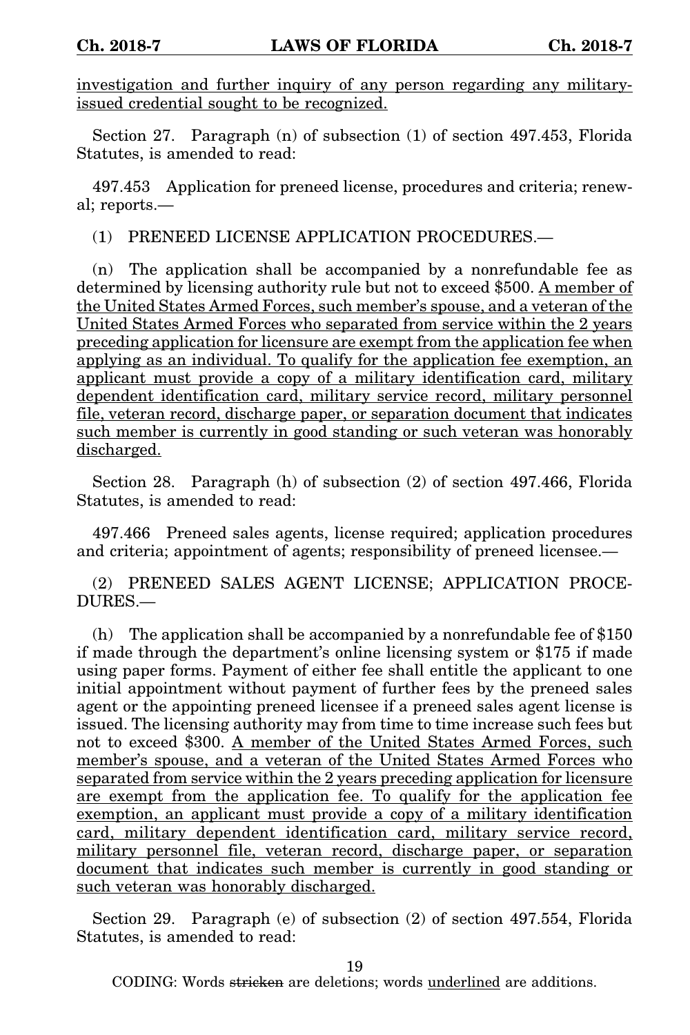investigation and further inquiry of any person regarding any military-issued credential sought to be recognized.

Section 27. Paragraph (n) of subsection (1) of section 497.453, Florida Statutes, is amended to read:

497.453 Application for preneed license, procedures and criteria; renewal; reports.—

(1) PRENEED LICENSE APPLICATION PROCEDURES.—

(n) The application shall be accompanied by a nonrefundable fee as determined by licensing authority rule but not to exceed $500. A member of the United States Armed Forces, such member's spouse, and a veteran of the United States Armed Forces who separated from service within the 2 years preceding application for licensure are exempt from the application fee when applying as an individual. To qualify for the application fee exemption, an applicant must provide a copy of a military identification card, military dependent identification card, military service record, military personnel file, veteran record, discharge paper, or separation document that indicates such member is currently in good standing or such veteran was honorably discharged.

Section 28. Paragraph (h) of subsection (2) of section 497.466, Florida Statutes, is amended to read:

497.466 Preneed sales agents, license required; application procedures and criteria; appointment of agents; responsibility of preneed licensee.—

(2) PRENEED SALES AGENT LICENSE; APPLICATION PROCEDURES.—

(h) The application shall be accompanied by a nonrefundable fee of $150 if made through the department's online licensing system or $175 if made using paper forms. Payment of either fee shall entitle the applicant to one initial appointment without payment of further fees by the preneed sales agent or the appointing preneed licensee if a preneed sales agent license is issued. The licensing authority may from time to time increase such fees but not to exceed $300. A member of the United States Armed Forces, such member's spouse, and a veteran of the United States Armed Forces who separated from service within the 2 years preceding application for licensure are exempt from the application fee. To qualify for the application fee exemption, an applicant must provide a copy of a military identification card, military dependent identification card, military service record, military personnel file, veteran record, discharge paper, or separation document that indicates such member is currently in good standing or such veteran was honorably discharged.

Section 29. Paragraph (e) of subsection (2) of section 497.554, Florida Statutes, is amended to read:

CODING: Words ~~stricken~~ are deletions; words underlined are additions.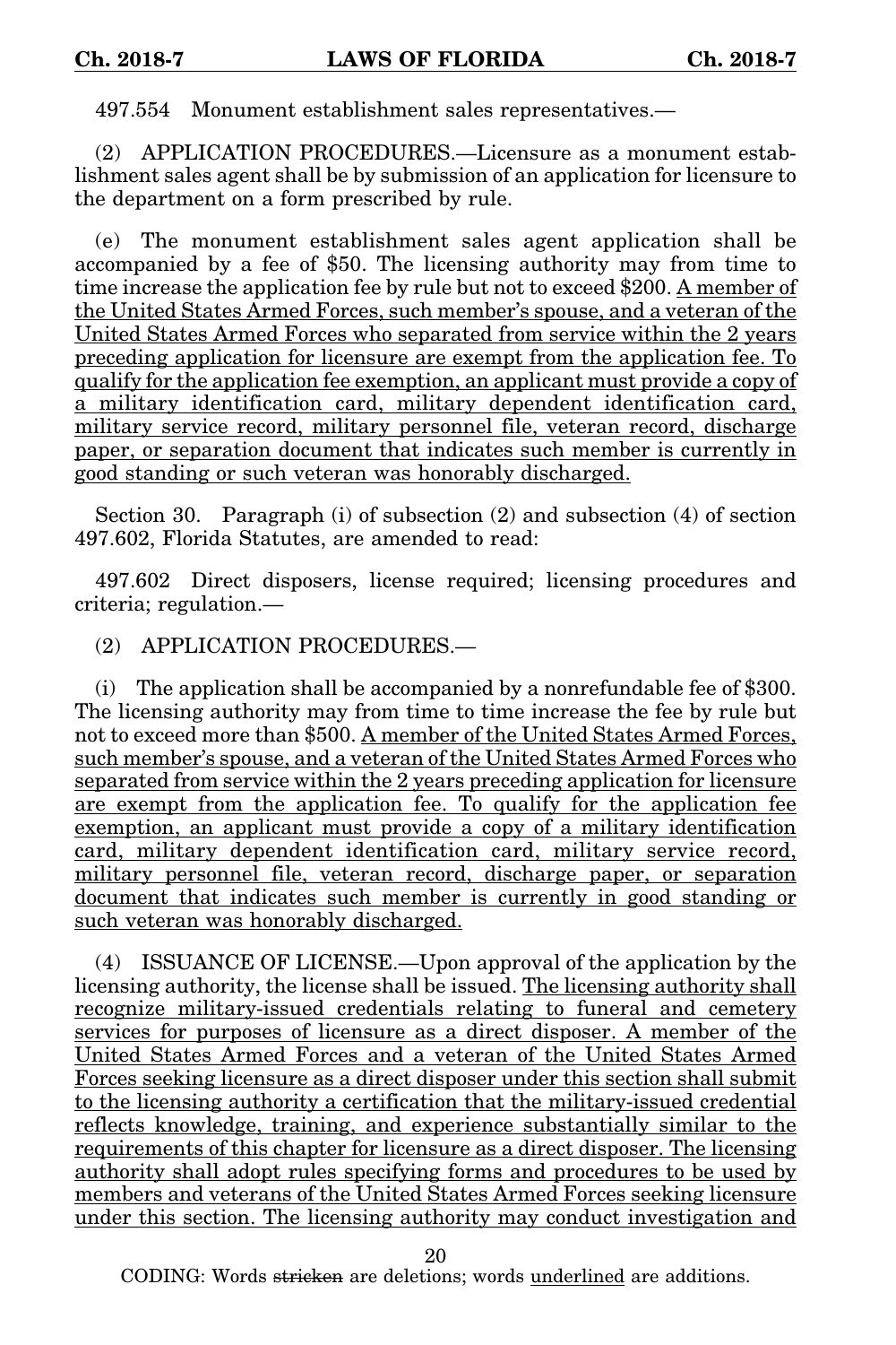497.554 Monument establishment sales representatives.—

(2) APPLICATION PROCEDURES.—Licensure as a monument establishment sales agent shall be by submission of an application for licensure to the department on a form prescribed by rule.

(e) The monument establishment sales agent application shall be accompanied by a fee of $50. The licensing authority may from time to time increase the application fee by rule but not to exceed $200. A member of the United States Armed Forces, such member's spouse, and a veteran of the United States Armed Forces who separated from service within the 2 years preceding application for licensure are exempt from the application fee. To qualify for the application fee exemption, an applicant must provide a copy of a military identification card, military dependent identification card, military service record, military personnel file, veteran record, discharge paper, or separation document that indicates such member is currently in good standing or such veteran was honorably discharged.

Section 30. Paragraph (i) of subsection (2) and subsection (4) of section 497.602, Florida Statutes, are amended to read:

497.602 Direct disposers, license required; licensing procedures and criteria; regulation.—

(2) APPLICATION PROCEDURES.—

(i) The application shall be accompanied by a nonrefundable fee of $300. The licensing authority may from time to time increase the fee by rule but not to exceed more than $500. A member of the United States Armed Forces, such member's spouse, and a veteran of the United States Armed Forces who separated from service within the 2 years preceding application for licensure are exempt from the application fee. To qualify for the application fee exemption, an applicant must provide a copy of a military identification card, military dependent identification card, military service record, military personnel file, veteran record, discharge paper, or separation document that indicates such member is currently in good standing or such veteran was honorably discharged.

(4) ISSUANCE OF LICENSE.—Upon approval of the application by the licensing authority, the license shall be issued. The licensing authority shall recognize military-issued credentials relating to funeral and cemetery services for purposes of licensure as a direct disposer. A member of the United States Armed Forces and a veteran of the United States Armed Forces seeking licensure as a direct disposer under this section shall submit to the licensing authority a certification that the military-issued credential reflects knowledge, training, and experience substantially similar to the requirements of this chapter for licensure as a direct disposer. The licensing authority shall adopt rules specifying forms and procedures to be used by members and veterans of the United States Armed Forces seeking licensure under this section. The licensing authority may conduct investigation and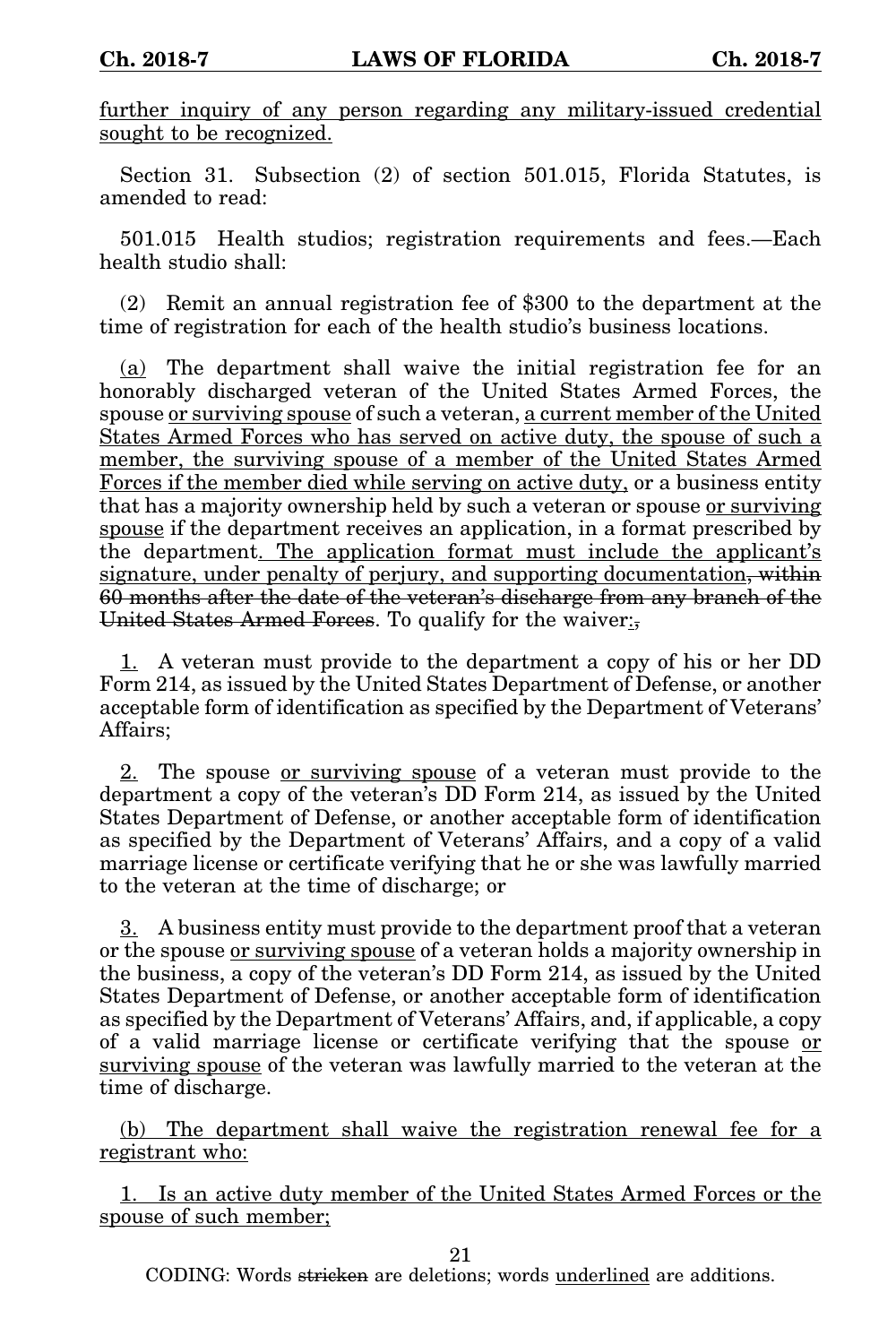<u>further inquiry of any person regarding any military-issued credential sought to be recognized.</u>

Section 31. Subsection (2) of section 501.015, Florida Statutes, is amended to read:

501.015 Health studios; registration requirements and fees.—Each health studio shall:

(2) Remit an annual registration fee of $300 to the department at the time of registration for each of the health studio's business locations.

<u>(a)</u> The department shall waive the initial registration fee for an honorably discharged veteran of the United States Armed Forces, the spouse <u>or surviving spouse</u> of such a veteran, <u>a current member of the United States Armed Forces who has served on active duty, the spouse of such a member, the surviving spouse of a member of the United States Armed Forces if the member died while serving on active duty,</u> or a business entity that has a majority ownership held by such a veteran or spouse <u>or surviving spouse</u> if the department receives an application, in a format prescribed by the department<u>. The application format must include the applicant's signature, under penalty of perjury, and supporting documentation</u>~~, within 60 months after the date of the veteran's discharge from any branch of the United States Armed Forces~~. To qualify for the waiver<u>:</u>~~,~~

<u>1.</u> A veteran must provide to the department a copy of his or her DD Form 214, as issued by the United States Department of Defense, or another acceptable form of identification as specified by the Department of Veterans' Affairs;

<u>2.</u> The spouse <u>or surviving spouse</u> of a veteran must provide to the department a copy of the veteran's DD Form 214, as issued by the United States Department of Defense, or another acceptable form of identification as specified by the Department of Veterans' Affairs, and a copy of a valid marriage license or certificate verifying that he or she was lawfully married to the veteran at the time of discharge; or

<u>3.</u> A business entity must provide to the department proof that a veteran or the spouse <u>or surviving spouse</u> of a veteran holds a majority ownership in the business, a copy of the veteran's DD Form 214, as issued by the United States Department of Defense, or another acceptable form of identification as specified by the Department of Veterans' Affairs, and, if applicable, a copy of a valid marriage license or certificate verifying that the spouse <u>or surviving spouse</u> of the veteran was lawfully married to the veteran at the time of discharge.

<u>(b) The department shall waive the registration renewal fee for a registrant who:</u>

<u>1. Is an active duty member of the United States Armed Forces or the spouse of such member;</u>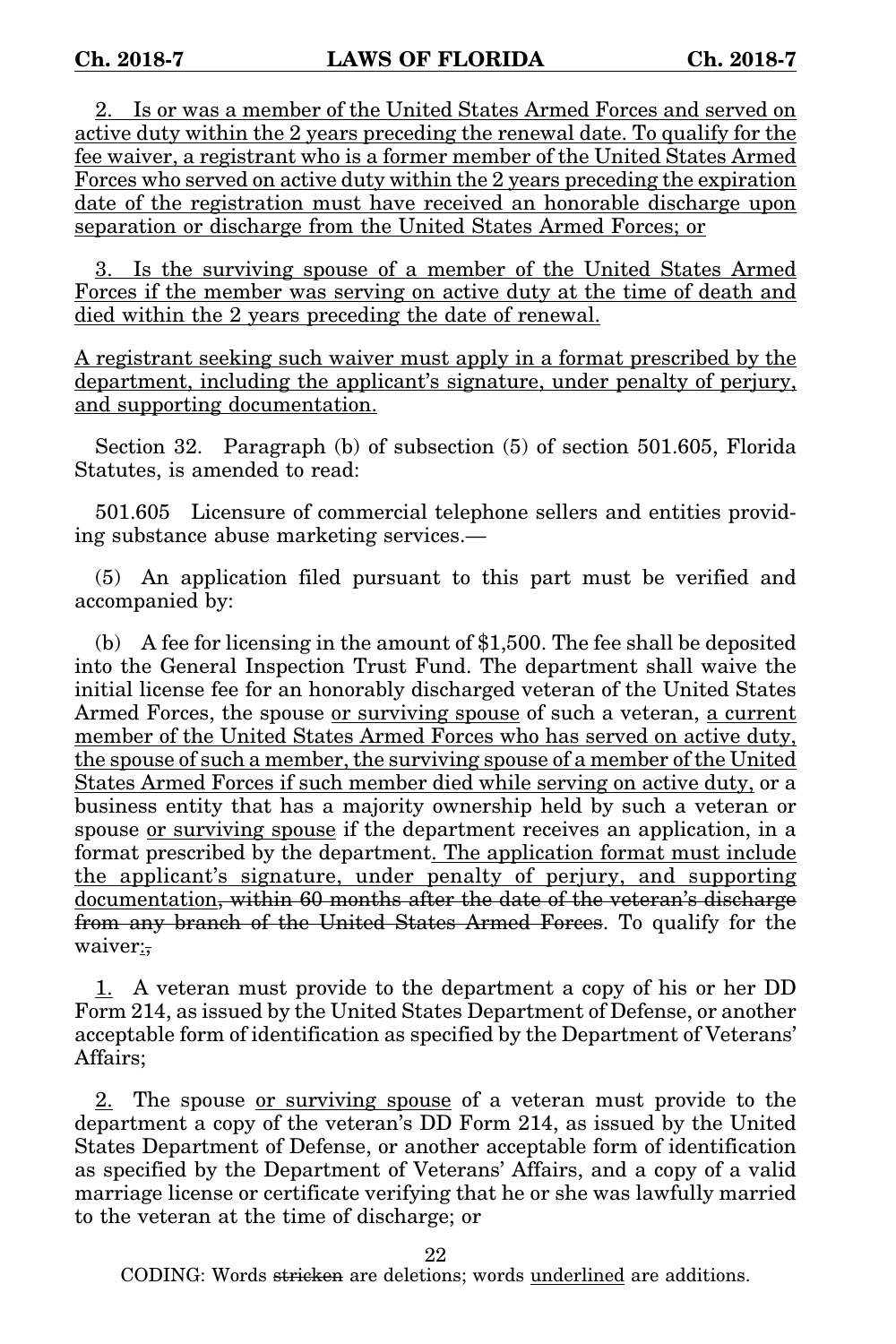2. Is or was a member of the United States Armed Forces and served on active duty within the 2 years preceding the renewal date. To qualify for the fee waiver, a registrant who is a former member of the United States Armed Forces who served on active duty within the 2 years preceding the expiration date of the registration must have received an honorable discharge upon separation or discharge from the United States Armed Forces; or

3. Is the surviving spouse of a member of the United States Armed Forces if the member was serving on active duty at the time of death and died within the 2 years preceding the date of renewal.

A registrant seeking such waiver must apply in a format prescribed by the department, including the applicant's signature, under penalty of perjury, and supporting documentation.

Section 32. Paragraph (b) of subsection (5) of section 501.605, Florida Statutes, is amended to read:

501.605 Licensure of commercial telephone sellers and entities providing substance abuse marketing services.—

(5) An application filed pursuant to this part must be verified and accompanied by:

(b) A fee for licensing in the amount of $1,500. The fee shall be deposited into the General Inspection Trust Fund. The department shall waive the initial license fee for an honorably discharged veteran of the United States Armed Forces, the spouse or surviving spouse of such a veteran, a current member of the United States Armed Forces who has served on active duty, the spouse of such a member, the surviving spouse of a member of the United States Armed Forces if such member died while serving on active duty, or a business entity that has a majority ownership held by such a veteran or spouse or surviving spouse if the department receives an application, in a format prescribed by the department. The application format must include the applicant's signature, under penalty of perjury, and supporting documentation~~, within 60 months after the date of the veteran's discharge from any branch of the United States Armed Forces~~. To qualify for the waiver:~~,~~

1. A veteran must provide to the department a copy of his or her DD Form 214, as issued by the United States Department of Defense, or another acceptable form of identification as specified by the Department of Veterans' Affairs;

2. The spouse or surviving spouse of a veteran must provide to the department a copy of the veteran's DD Form 214, as issued by the United States Department of Defense, or another acceptable form of identification as specified by the Department of Veterans' Affairs, and a copy of a valid marriage license or certificate verifying that he or she was lawfully married to the veteran at the time of discharge; or

CODING: Words ~~stricken~~ are deletions; words underlined are additions.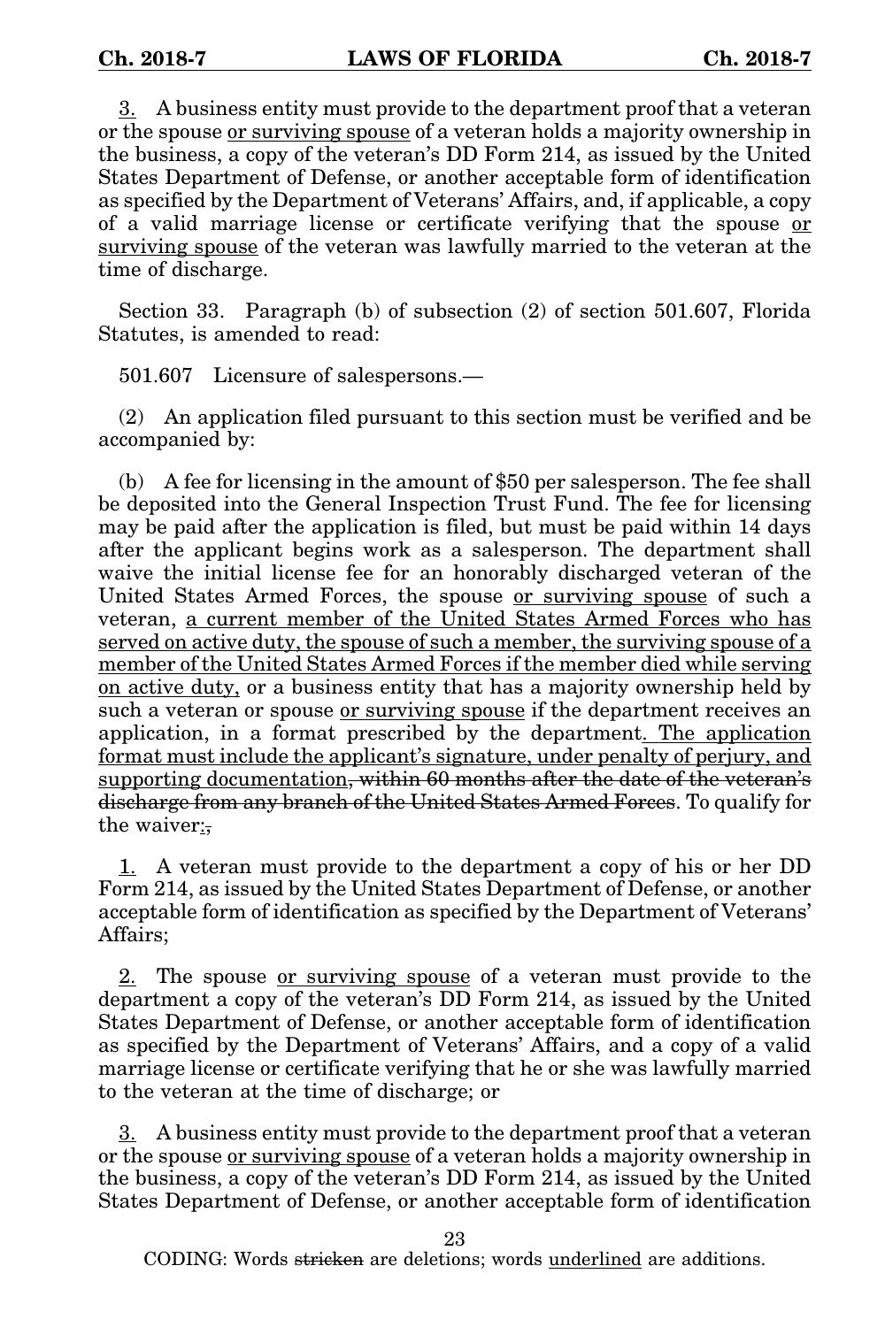<u>3.</u> A business entity must provide to the department proof that a veteran or the spouse <u>or surviving spouse</u> of a veteran holds a majority ownership in the business, a copy of the veteran's DD Form 214, as issued by the United States Department of Defense, or another acceptable form of identification as specified by the Department of Veterans' Affairs, and, if applicable, a copy of a valid marriage license or certificate verifying that the spouse <u>or surviving spouse</u> of the veteran was lawfully married to the veteran at the time of discharge.

Section 33. Paragraph (b) of subsection (2) of section 501.607, Florida Statutes, is amended to read:

501.607 Licensure of salespersons.—

(2) An application filed pursuant to this section must be verified and be accompanied by:

(b) A fee for licensing in the amount of $50 per salesperson. The fee shall be deposited into the General Inspection Trust Fund. The fee for licensing may be paid after the application is filed, but must be paid within 14 days after the applicant begins work as a salesperson. The department shall waive the initial license fee for an honorably discharged veteran of the United States Armed Forces, the spouse <u>or surviving spouse</u> of such a veteran, <u>a current member of the United States Armed Forces who has served on active duty, the spouse of such a member, the surviving spouse of a member of the United States Armed Forces if the member died while serving on active duty,</u> or a business entity that has a majority ownership held by such a veteran or spouse <u>or surviving spouse</u> if the department receives an application, in a format prescribed by the department<u>. The application format must include the applicant's signature, under penalty of perjury, and supporting documentation</u>~~, within 60 months after the date of the veteran's discharge from any branch of the United States Armed Forces~~. To qualify for the waiver<u>:</u>~~,~~

<u>1.</u> A veteran must provide to the department a copy of his or her DD Form 214, as issued by the United States Department of Defense, or another acceptable form of identification as specified by the Department of Veterans' Affairs;

<u>2.</u> The spouse <u>or surviving spouse</u> of a veteran must provide to the department a copy of the veteran's DD Form 214, as issued by the United States Department of Defense, or another acceptable form of identification as specified by the Department of Veterans' Affairs, and a copy of a valid marriage license or certificate verifying that he or she was lawfully married to the veteran at the time of discharge; or

<u>3.</u> A business entity must provide to the department proof that a veteran or the spouse <u>or surviving spouse</u> of a veteran holds a majority ownership in the business, a copy of the veteran's DD Form 214, as issued by the United States Department of Defense, or another acceptable form of identification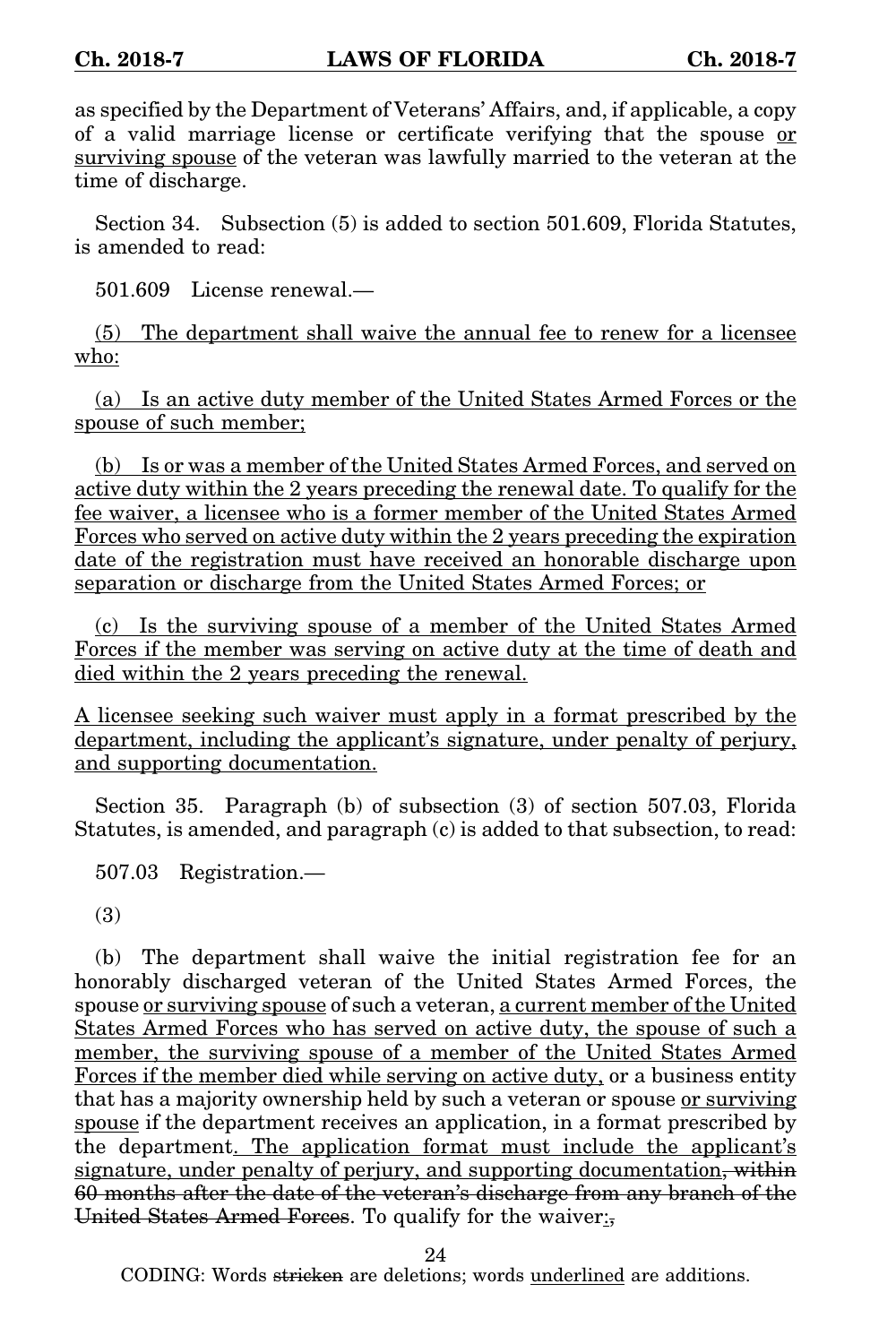as specified by the Department of Veterans' Affairs, and, if applicable, a copy of a valid marriage license or certificate verifying that the spouse <u>or surviving spouse</u> of the veteran was lawfully married to the veteran at the time of discharge.

Section 34. Subsection (5) is added to section 501.609, Florida Statutes, is amended to read:

501.609 License renewal.—

<u>(5) The department shall waive the annual fee to renew for a licensee who:</u>

<u>(a) Is an active duty member of the United States Armed Forces or the spouse of such member;</u>

<u>(b) Is or was a member of the United States Armed Forces, and served on active duty within the 2 years preceding the renewal date. To qualify for the fee waiver, a licensee who is a former member of the United States Armed Forces who served on active duty within the 2 years preceding the expiration date of the registration must have received an honorable discharge upon separation or discharge from the United States Armed Forces; or</u>

<u>(c) Is the surviving spouse of a member of the United States Armed Forces if the member was serving on active duty at the time of death and died within the 2 years preceding the renewal.</u>

<u>A licensee seeking such waiver must apply in a format prescribed by the department, including the applicant's signature, under penalty of perjury, and supporting documentation.</u>

Section 35. Paragraph (b) of subsection (3) of section 507.03, Florida Statutes, is amended, and paragraph (c) is added to that subsection, to read:

507.03 Registration.—

(3)

(b) The department shall waive the initial registration fee for an honorably discharged veteran of the United States Armed Forces, the spouse <u>or surviving spouse</u> of such a veteran, <u>a current member of the United States Armed Forces who has served on active duty, the spouse of such a member, the surviving spouse of a member of the United States Armed Forces if the member died while serving on active duty,</u> or a business entity that has a majority ownership held by such a veteran or spouse <u>or surviving spouse</u> if the department receives an application, in a format prescribed by the department<u>. The application format must include the applicant's signature, under penalty of perjury, and supporting documentation</u>~~, within 60 months after the date of the veteran's discharge from any branch of the United States Armed Forces~~. To qualify for the waiver<u>:</u>~~,~~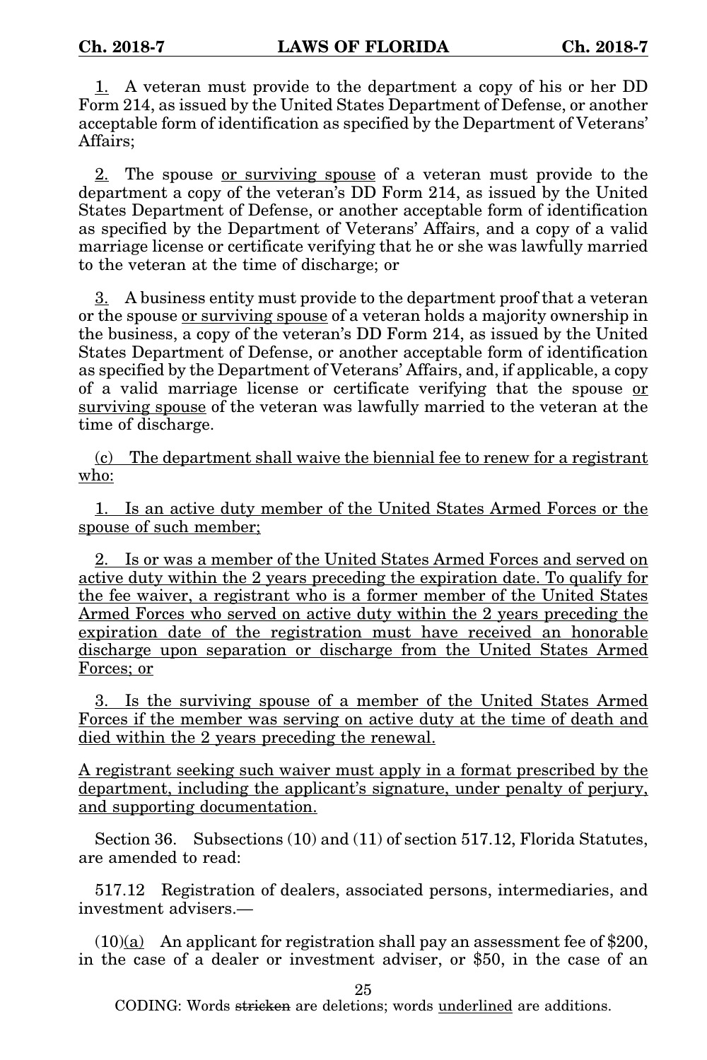1. A veteran must provide to the department a copy of his or her DD Form 214, as issued by the United States Department of Defense, or another acceptable form of identification as specified by the Department of Veterans' Affairs;

2. The spouse or surviving spouse of a veteran must provide to the department a copy of the veteran's DD Form 214, as issued by the United States Department of Defense, or another acceptable form of identification as specified by the Department of Veterans' Affairs, and a copy of a valid marriage license or certificate verifying that he or she was lawfully married to the veteran at the time of discharge; or

3. A business entity must provide to the department proof that a veteran or the spouse or surviving spouse of a veteran holds a majority ownership in the business, a copy of the veteran's DD Form 214, as issued by the United States Department of Defense, or another acceptable form of identification as specified by the Department of Veterans' Affairs, and, if applicable, a copy of a valid marriage license or certificate verifying that the spouse or surviving spouse of the veteran was lawfully married to the veteran at the time of discharge.

(c) The department shall waive the biennial fee to renew for a registrant who:

1. Is an active duty member of the United States Armed Forces or the spouse of such member;

2. Is or was a member of the United States Armed Forces and served on active duty within the 2 years preceding the expiration date. To qualify for the fee waiver, a registrant who is a former member of the United States Armed Forces who served on active duty within the 2 years preceding the expiration date of the registration must have received an honorable discharge upon separation or discharge from the United States Armed Forces; or

3. Is the surviving spouse of a member of the United States Armed Forces if the member was serving on active duty at the time of death and died within the 2 years preceding the renewal.

A registrant seeking such waiver must apply in a format prescribed by the department, including the applicant's signature, under penalty of perjury, and supporting documentation.

Section 36. Subsections (10) and (11) of section 517.12, Florida Statutes, are amended to read:

517.12 Registration of dealers, associated persons, intermediaries, and investment advisers.—

(10)(a) An applicant for registration shall pay an assessment fee of $200, in the case of a dealer or investment adviser, or $50, in the case of an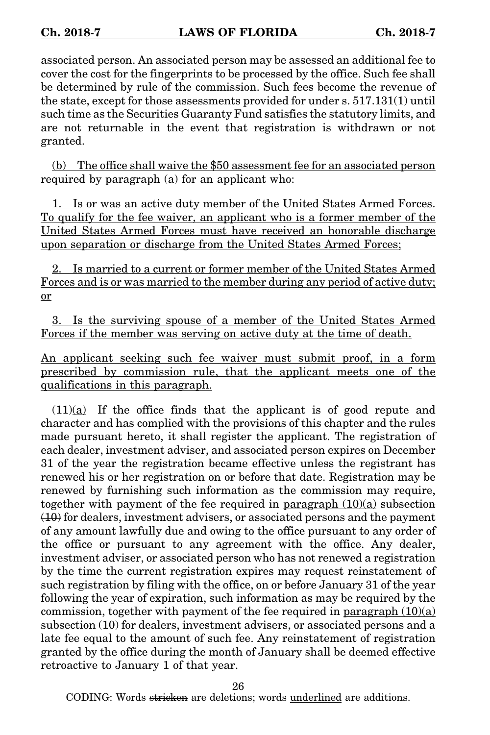associated person. An associated person may be assessed an additional fee to cover the cost for the fingerprints to be processed by the office. Such fee shall be determined by rule of the commission. Such fees become the revenue of the state, except for those assessments provided for under s. 517.131(1) until such time as the Securities Guaranty Fund satisfies the statutory limits, and are not returnable in the event that registration is withdrawn or not granted.

<u>(b) The office shall waive the $50 assessment fee for an associated person required by paragraph (a) for an applicant who:</u>

<u>1. Is or was an active duty member of the United States Armed Forces. To qualify for the fee waiver, an applicant who is a former member of the United States Armed Forces must have received an honorable discharge upon separation or discharge from the United States Armed Forces;</u>

<u>2. Is married to a current or former member of the United States Armed Forces and is or was married to the member during any period of active duty; or</u>

<u>3. Is the surviving spouse of a member of the United States Armed Forces if the member was serving on active duty at the time of death.</u>

<u>An applicant seeking such fee waiver must submit proof, in a form prescribed by commission rule, that the applicant meets one of the qualifications in this paragraph.</u>

(11)<u>(a)</u> If the office finds that the applicant is of good repute and character and has complied with the provisions of this chapter and the rules made pursuant hereto, it shall register the applicant. The registration of each dealer, investment adviser, and associated person expires on December 31 of the year the registration became effective unless the registrant has renewed his or her registration on or before that date. Registration may be renewed by furnishing such information as the commission may require, together with payment of the fee required in <u>paragraph (10)(a)</u> ~~subsection (10)~~ for dealers, investment advisers, or associated persons and the payment of any amount lawfully due and owing to the office pursuant to any order of the office or pursuant to any agreement with the office. Any dealer, investment adviser, or associated person who has not renewed a registration by the time the current registration expires may request reinstatement of such registration by filing with the office, on or before January 31 of the year following the year of expiration, such information as may be required by the commission, together with payment of the fee required in <u>paragraph (10)(a)</u> ~~subsection (10)~~ for dealers, investment advisers, or associated persons and a late fee equal to the amount of such fee. Any reinstatement of registration granted by the office during the month of January shall be deemed effective retroactive to January 1 of that year.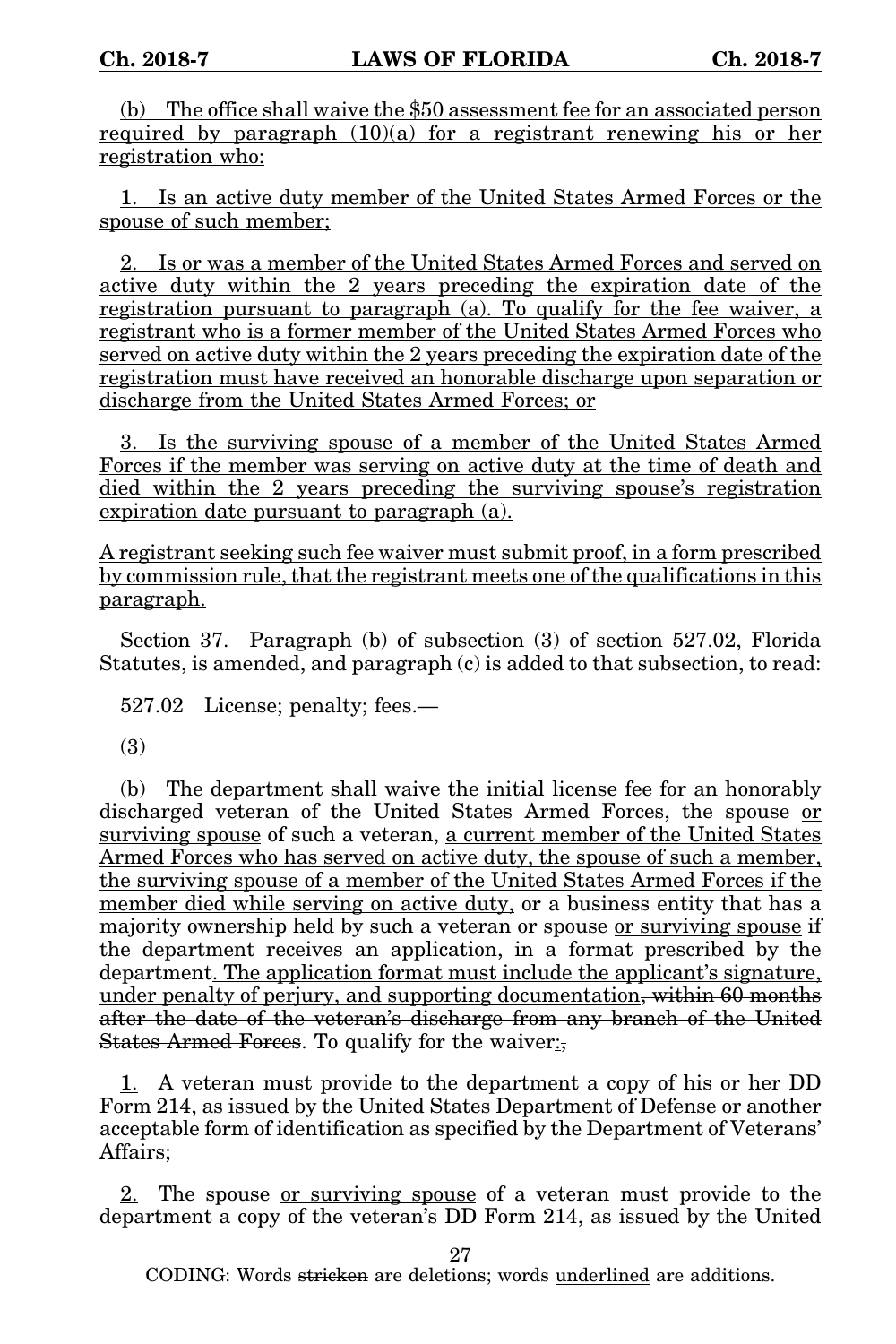(b) The office shall waive the $50 assessment fee for an associated person required by paragraph (10)(a) for a registrant renewing his or her registration who:

1. Is an active duty member of the United States Armed Forces or the spouse of such member;

2. Is or was a member of the United States Armed Forces and served on active duty within the 2 years preceding the expiration date of the registration pursuant to paragraph (a). To qualify for the fee waiver, a registrant who is a former member of the United States Armed Forces who served on active duty within the 2 years preceding the expiration date of the registration must have received an honorable discharge upon separation or discharge from the United States Armed Forces; or

3. Is the surviving spouse of a member of the United States Armed Forces if the member was serving on active duty at the time of death and died within the 2 years preceding the surviving spouse's registration expiration date pursuant to paragraph (a).

A registrant seeking such fee waiver must submit proof, in a form prescribed by commission rule, that the registrant meets one of the qualifications in this paragraph.

Section 37. Paragraph (b) of subsection (3) of section 527.02, Florida Statutes, is amended, and paragraph (c) is added to that subsection, to read:

527.02 License; penalty; fees.—

(3)

(b) The department shall waive the initial license fee for an honorably discharged veteran of the United States Armed Forces, the spouse or surviving spouse of such a veteran, a current member of the United States Armed Forces who has served on active duty, the spouse of such a member, the surviving spouse of a member of the United States Armed Forces if the member died while serving on active duty, or a business entity that has a majority ownership held by such a veteran or spouse or surviving spouse if the department receives an application, in a format prescribed by the department. The application format must include the applicant's signature, under penalty of perjury, and supporting documentation~~, within 60 months after the date of the veteran's discharge from any branch of the United States Armed Forces~~. To qualify for the waiver:~~,~~

1. A veteran must provide to the department a copy of his or her DD Form 214, as issued by the United States Department of Defense or another acceptable form of identification as specified by the Department of Veterans' Affairs;

2. The spouse or surviving spouse of a veteran must provide to the department a copy of the veteran's DD Form 214, as issued by the United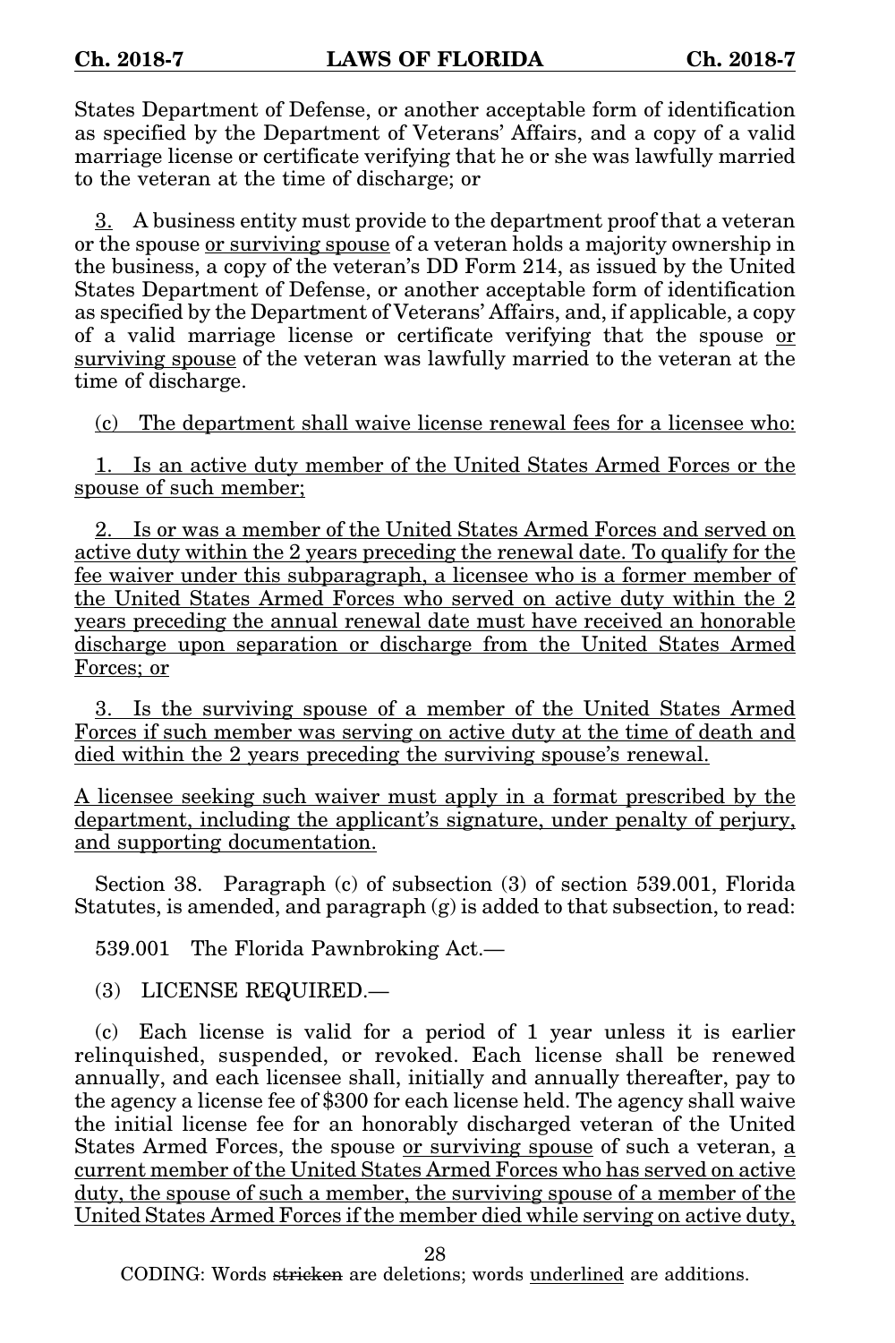States Department of Defense, or another acceptable form of identification as specified by the Department of Veterans' Affairs, and a copy of a valid marriage license or certificate verifying that he or she was lawfully married to the veteran at the time of discharge; or

3. A business entity must provide to the department proof that a veteran or the spouse or surviving spouse of a veteran holds a majority ownership in the business, a copy of the veteran's DD Form 214, as issued by the United States Department of Defense, or another acceptable form of identification as specified by the Department of Veterans' Affairs, and, if applicable, a copy of a valid marriage license or certificate verifying that the spouse or surviving spouse of the veteran was lawfully married to the veteran at the time of discharge.

(c) The department shall waive license renewal fees for a licensee who:

1. Is an active duty member of the United States Armed Forces or the spouse of such member;

2. Is or was a member of the United States Armed Forces and served on active duty within the 2 years preceding the renewal date. To qualify for the fee waiver under this subparagraph, a licensee who is a former member of the United States Armed Forces who served on active duty within the 2 years preceding the annual renewal date must have received an honorable discharge upon separation or discharge from the United States Armed Forces; or

3. Is the surviving spouse of a member of the United States Armed Forces if such member was serving on active duty at the time of death and died within the 2 years preceding the surviving spouse's renewal.

A licensee seeking such waiver must apply in a format prescribed by the department, including the applicant's signature, under penalty of perjury, and supporting documentation.

Section 38. Paragraph (c) of subsection (3) of section 539.001, Florida Statutes, is amended, and paragraph (g) is added to that subsection, to read:

539.001 The Florida Pawnbroking Act.—

(3) LICENSE REQUIRED.—

(c) Each license is valid for a period of 1 year unless it is earlier relinquished, suspended, or revoked. Each license shall be renewed annually, and each licensee shall, initially and annually thereafter, pay to the agency a license fee of $300 for each license held. The agency shall waive the initial license fee for an honorably discharged veteran of the United States Armed Forces, the spouse or surviving spouse of such a veteran, a current member of the United States Armed Forces who has served on active duty, the spouse of such a member, the surviving spouse of a member of the United States Armed Forces if the member died while serving on active duty,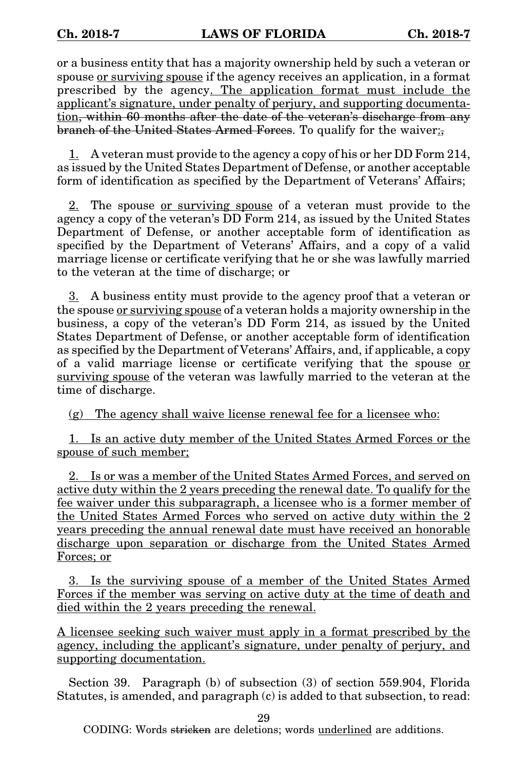or a business entity that has a majority ownership held by such a veteran or spouse <u>or surviving spouse</u> if the agency receives an application, in a format prescribed by the agency<u>. The application format must include the applicant's signature, under penalty of perjury, and supporting documentation</u>~~, within 60 months after the date of the veteran's discharge from any branch of the United States Armed Forces~~. To qualify for the waiver<u>:</u>~~,~~

<u>1.</u> A veteran must provide to the agency a copy of his or her DD Form 214, as issued by the United States Department of Defense, or another acceptable form of identification as specified by the Department of Veterans' Affairs;

<u>2.</u> The spouse <u>or surviving spouse</u> of a veteran must provide to the agency a copy of the veteran's DD Form 214, as issued by the United States Department of Defense, or another acceptable form of identification as specified by the Department of Veterans' Affairs, and a copy of a valid marriage license or certificate verifying that he or she was lawfully married to the veteran at the time of discharge; or

<u>3.</u> A business entity must provide to the agency proof that a veteran or the spouse <u>or surviving spouse</u> of a veteran holds a majority ownership in the business, a copy of the veteran's DD Form 214, as issued by the United States Department of Defense, or another acceptable form of identification as specified by the Department of Veterans' Affairs, and, if applicable, a copy of a valid marriage license or certificate verifying that the spouse <u>or surviving spouse</u> of the veteran was lawfully married to the veteran at the time of discharge.

<u>(g) The agency shall waive license renewal fee for a licensee who:</u>

<u>1. Is an active duty member of the United States Armed Forces or the spouse of such member;</u>

<u>2. Is or was a member of the United States Armed Forces, and served on active duty within the 2 years preceding the renewal date. To qualify for the fee waiver under this subparagraph, a licensee who is a former member of the United States Armed Forces who served on active duty within the 2 years preceding the annual renewal date must have received an honorable discharge upon separation or discharge from the United States Armed Forces; or</u>

<u>3. Is the surviving spouse of a member of the United States Armed Forces if the member was serving on active duty at the time of death and died within the 2 years preceding the renewal.</u>

<u>A licensee seeking such waiver must apply in a format prescribed by the agency, including the applicant's signature, under penalty of perjury, and supporting documentation.</u>

Section 39. Paragraph (b) of subsection (3) of section 559.904, Florida Statutes, is amended, and paragraph (c) is added to that subsection, to read: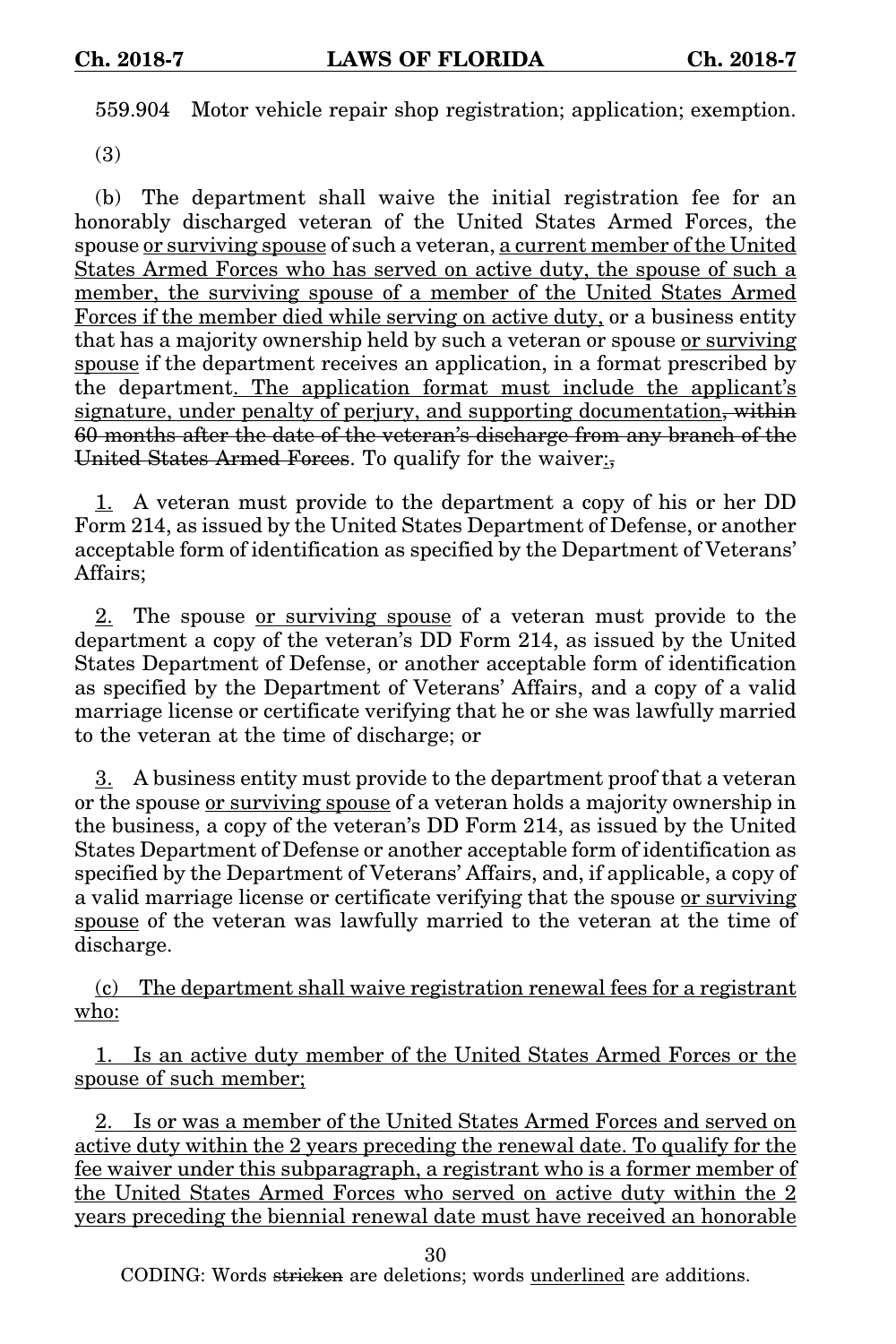559.904 Motor vehicle repair shop registration; application; exemption.

(3)

(b) The department shall waive the initial registration fee for an honorably discharged veteran of the United States Armed Forces, the spouse or surviving spouse of such a veteran, a current member of the United States Armed Forces who has served on active duty, the spouse of such a member, the surviving spouse of a member of the United States Armed Forces if the member died while serving on active duty, or a business entity that has a majority ownership held by such a veteran or spouse or surviving spouse if the department receives an application, in a format prescribed by the department. The application format must include the applicant's signature, under penalty of perjury, and supporting documentation, within 60 months after the date of the veteran's discharge from any branch of the United States Armed Forces. To qualify for the waiver:,

1. A veteran must provide to the department a copy of his or her DD Form 214, as issued by the United States Department of Defense, or another acceptable form of identification as specified by the Department of Veterans' Affairs;

2. The spouse or surviving spouse of a veteran must provide to the department a copy of the veteran's DD Form 214, as issued by the United States Department of Defense, or another acceptable form of identification as specified by the Department of Veterans' Affairs, and a copy of a valid marriage license or certificate verifying that he or she was lawfully married to the veteran at the time of discharge; or

3. A business entity must provide to the department proof that a veteran or the spouse or surviving spouse of a veteran holds a majority ownership in the business, a copy of the veteran's DD Form 214, as issued by the United States Department of Defense or another acceptable form of identification as specified by the Department of Veterans' Affairs, and, if applicable, a copy of a valid marriage license or certificate verifying that the spouse or surviving spouse of the veteran was lawfully married to the veteran at the time of discharge.

(c) The department shall waive registration renewal fees for a registrant who:

1. Is an active duty member of the United States Armed Forces or the spouse of such member;

2. Is or was a member of the United States Armed Forces and served on active duty within the 2 years preceding the renewal date. To qualify for the fee waiver under this subparagraph, a registrant who is a former member of the United States Armed Forces who served on active duty within the 2 years preceding the biennial renewal date must have received an honorable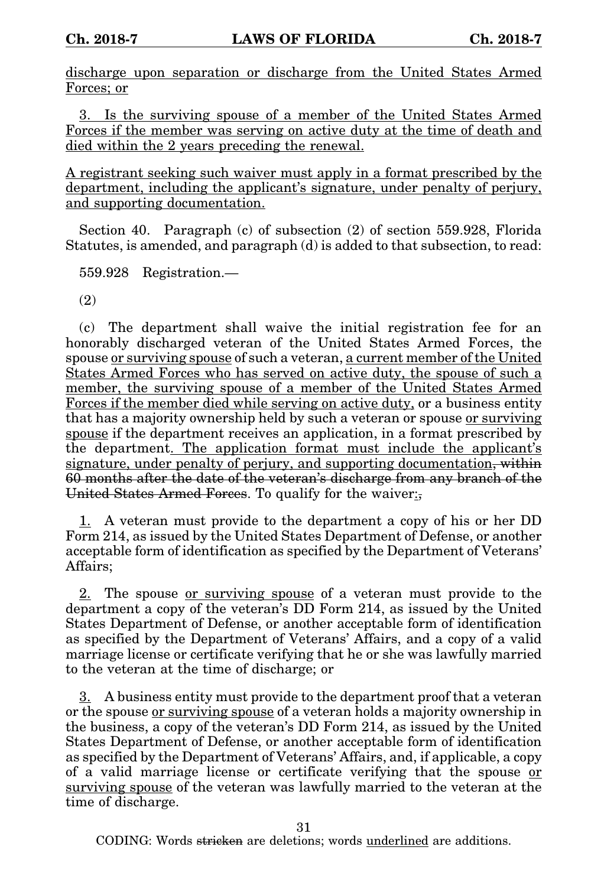discharge upon separation or discharge from the United States Armed Forces; or

3. Is the surviving spouse of a member of the United States Armed Forces if the member was serving on active duty at the time of death and died within the 2 years preceding the renewal.

A registrant seeking such waiver must apply in a format prescribed by the department, including the applicant's signature, under penalty of perjury, and supporting documentation.

Section 40. Paragraph (c) of subsection (2) of section 559.928, Florida Statutes, is amended, and paragraph (d) is added to that subsection, to read:

559.928 Registration.—

(2)

(c) The department shall waive the initial registration fee for an honorably discharged veteran of the United States Armed Forces, the spouse or surviving spouse of such a veteran, a current member of the United States Armed Forces who has served on active duty, the spouse of such a member, the surviving spouse of a member of the United States Armed Forces if the member died while serving on active duty, or a business entity that has a majority ownership held by such a veteran or spouse or surviving spouse if the department receives an application, in a format prescribed by the department. The application format must include the applicant's signature, under penalty of perjury, and supporting documentation~~, within 60 months after the date of the veteran's discharge from any branch of the United States Armed Forces~~. To qualify for the waiver:~~,~~

1. A veteran must provide to the department a copy of his or her DD Form 214, as issued by the United States Department of Defense, or another acceptable form of identification as specified by the Department of Veterans' Affairs;

2. The spouse or surviving spouse of a veteran must provide to the department a copy of the veteran's DD Form 214, as issued by the United States Department of Defense, or another acceptable form of identification as specified by the Department of Veterans' Affairs, and a copy of a valid marriage license or certificate verifying that he or she was lawfully married to the veteran at the time of discharge; or

3. A business entity must provide to the department proof that a veteran or the spouse or surviving spouse of a veteran holds a majority ownership in the business, a copy of the veteran's DD Form 214, as issued by the United States Department of Defense, or another acceptable form of identification as specified by the Department of Veterans' Affairs, and, if applicable, a copy of a valid marriage license or certificate verifying that the spouse or surviving spouse of the veteran was lawfully married to the veteran at the time of discharge.

CODING: Words ~~stricken~~ are deletions; words underlined are additions.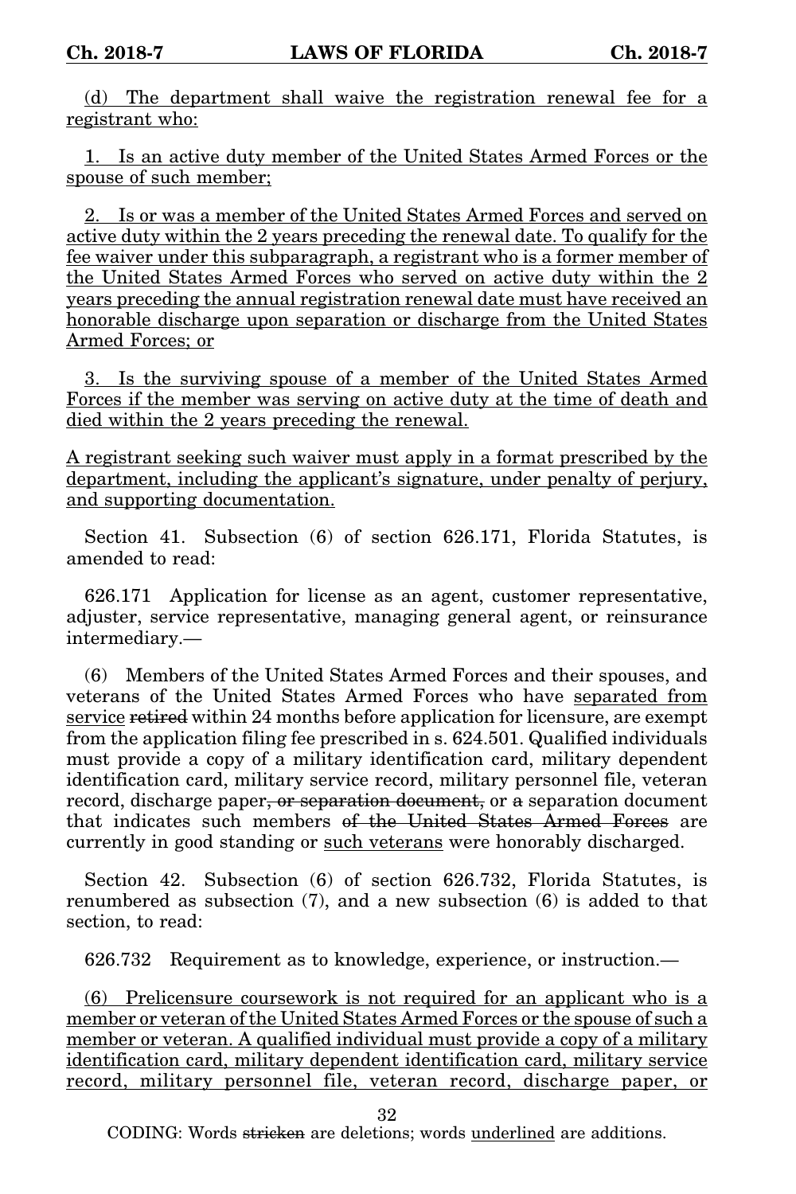(d) The department shall waive the registration renewal fee for a registrant who:

1. Is an active duty member of the United States Armed Forces or the spouse of such member;

2. Is or was a member of the United States Armed Forces and served on active duty within the 2 years preceding the renewal date. To qualify for the fee waiver under this subparagraph, a registrant who is a former member of the United States Armed Forces who served on active duty within the 2 years preceding the annual registration renewal date must have received an honorable discharge upon separation or discharge from the United States Armed Forces; or

3. Is the surviving spouse of a member of the United States Armed Forces if the member was serving on active duty at the time of death and died within the 2 years preceding the renewal.

A registrant seeking such waiver must apply in a format prescribed by the department, including the applicant's signature, under penalty of perjury, and supporting documentation.

Section 41. Subsection (6) of section 626.171, Florida Statutes, is amended to read:

626.171 Application for license as an agent, customer representative, adjuster, service representative, managing general agent, or reinsurance intermediary.—

(6) Members of the United States Armed Forces and their spouses, and veterans of the United States Armed Forces who have separated from service ~~retired~~ within 24 months before application for licensure, are exempt from the application filing fee prescribed in s. 624.501. Qualified individuals must provide a copy of a military identification card, military dependent identification card, military service record, military personnel file, veteran record, discharge paper~~, or separation document,~~ or ~~a~~ separation document that indicates such members ~~of the United States Armed Forces~~ are currently in good standing or such veterans were honorably discharged.

Section 42. Subsection (6) of section 626.732, Florida Statutes, is renumbered as subsection (7), and a new subsection (6) is added to that section, to read:

626.732 Requirement as to knowledge, experience, or instruction.—

(6) Prelicensure coursework is not required for an applicant who is a member or veteran of the United States Armed Forces or the spouse of such a member or veteran. A qualified individual must provide a copy of a military identification card, military dependent identification card, military service record, military personnel file, veteran record, discharge paper, or

CODING: Words ~~stricken~~ are deletions; words underlined are additions.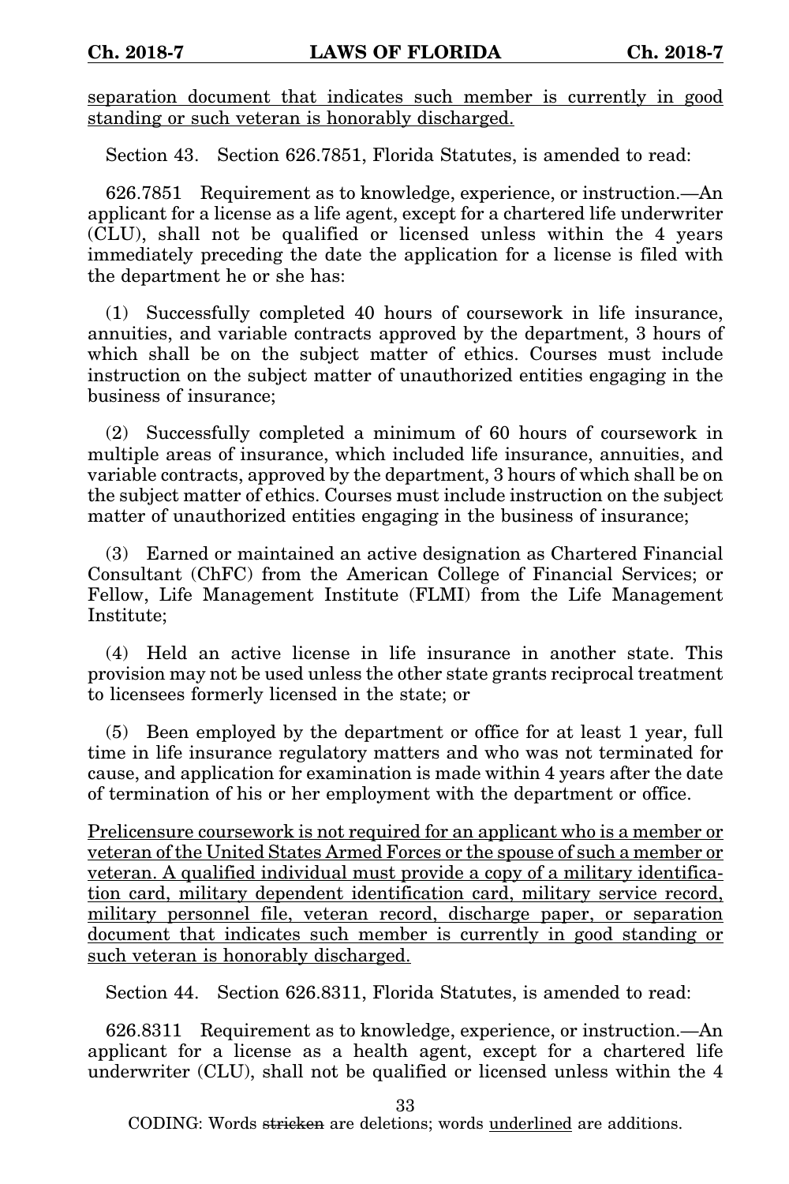separation document that indicates such member is currently in good standing or such veteran is honorably discharged.

Section 43. Section 626.7851, Florida Statutes, is amended to read:

626.7851 Requirement as to knowledge, experience, or instruction.—An applicant for a license as a life agent, except for a chartered life underwriter (CLU), shall not be qualified or licensed unless within the 4 years immediately preceding the date the application for a license is filed with the department he or she has:

(1) Successfully completed 40 hours of coursework in life insurance, annuities, and variable contracts approved by the department, 3 hours of which shall be on the subject matter of ethics. Courses must include instruction on the subject matter of unauthorized entities engaging in the business of insurance;

(2) Successfully completed a minimum of 60 hours of coursework in multiple areas of insurance, which included life insurance, annuities, and variable contracts, approved by the department, 3 hours of which shall be on the subject matter of ethics. Courses must include instruction on the subject matter of unauthorized entities engaging in the business of insurance;

(3) Earned or maintained an active designation as Chartered Financial Consultant (ChFC) from the American College of Financial Services; or Fellow, Life Management Institute (FLMI) from the Life Management Institute;

(4) Held an active license in life insurance in another state. This provision may not be used unless the other state grants reciprocal treatment to licensees formerly licensed in the state; or

(5) Been employed by the department or office for at least 1 year, full time in life insurance regulatory matters and who was not terminated for cause, and application for examination is made within 4 years after the date of termination of his or her employment with the department or office.

Prelicensure coursework is not required for an applicant who is a member or veteran of the United States Armed Forces or the spouse of such a member or veteran. A qualified individual must provide a copy of a military identification card, military dependent identification card, military service record, military personnel file, veteran record, discharge paper, or separation document that indicates such member is currently in good standing or such veteran is honorably discharged.

Section 44. Section 626.8311, Florida Statutes, is amended to read:

626.8311 Requirement as to knowledge, experience, or instruction.—An applicant for a license as a health agent, except for a chartered life underwriter (CLU), shall not be qualified or licensed unless within the 4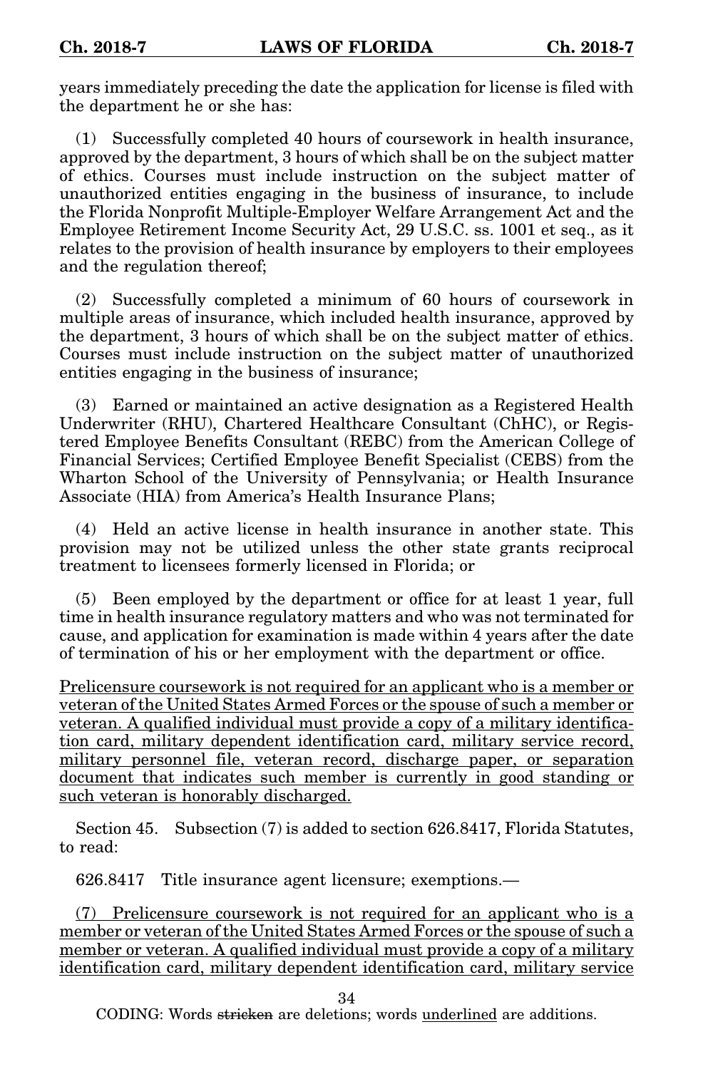years immediately preceding the date the application for license is filed with the department he or she has:

(1) Successfully completed 40 hours of coursework in health insurance, approved by the department, 3 hours of which shall be on the subject matter of ethics. Courses must include instruction on the subject matter of unauthorized entities engaging in the business of insurance, to include the Florida Nonprofit Multiple-Employer Welfare Arrangement Act and the Employee Retirement Income Security Act, 29 U.S.C. ss. 1001 et seq., as it relates to the provision of health insurance by employers to their employees and the regulation thereof;

(2) Successfully completed a minimum of 60 hours of coursework in multiple areas of insurance, which included health insurance, approved by the department, 3 hours of which shall be on the subject matter of ethics. Courses must include instruction on the subject matter of unauthorized entities engaging in the business of insurance;

(3) Earned or maintained an active designation as a Registered Health Underwriter (RHU), Chartered Healthcare Consultant (ChHC), or Registered Employee Benefits Consultant (REBC) from the American College of Financial Services; Certified Employee Benefit Specialist (CEBS) from the Wharton School of the University of Pennsylvania; or Health Insurance Associate (HIA) from America's Health Insurance Plans;

(4) Held an active license in health insurance in another state. This provision may not be utilized unless the other state grants reciprocal treatment to licensees formerly licensed in Florida; or

(5) Been employed by the department or office for at least 1 year, full time in health insurance regulatory matters and who was not terminated for cause, and application for examination is made within 4 years after the date of termination of his or her employment with the department or office.

<u>Prelicensure coursework is not required for an applicant who is a member or veteran of the United States Armed Forces or the spouse of such a member or veteran. A qualified individual must provide a copy of a military identification card, military dependent identification card, military service record, military personnel file, veteran record, discharge paper, or separation document that indicates such member is currently in good standing or such veteran is honorably discharged.</u>

Section 45. Subsection (7) is added to section 626.8417, Florida Statutes, to read:

626.8417 Title insurance agent licensure; exemptions.—

<u>(7) Prelicensure coursework is not required for an applicant who is a member or veteran of the United States Armed Forces or the spouse of such a member or veteran. A qualified individual must provide a copy of a military identification card, military dependent identification card, military service</u>

CODING: Words ~~stricken~~ are deletions; words <u>underlined</u> are additions.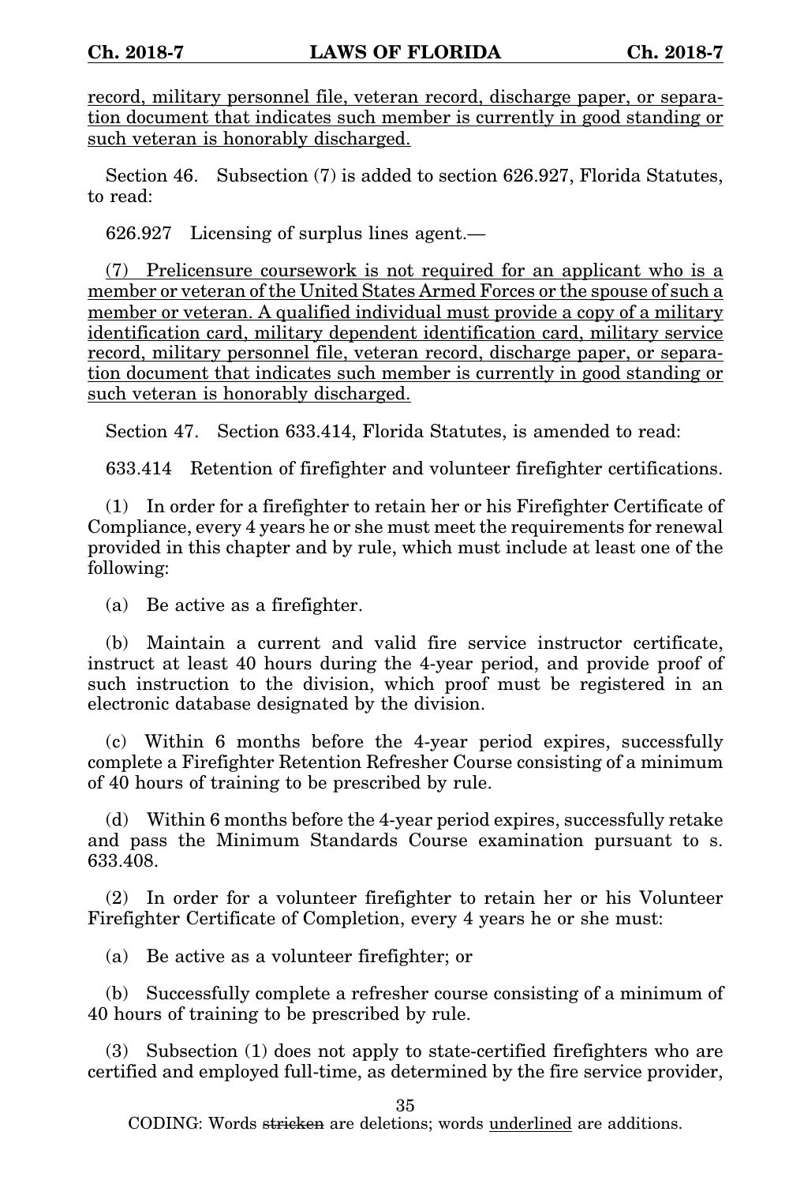record, military personnel file, veteran record, discharge paper, or separation document that indicates such member is currently in good standing or such veteran is honorably discharged.

Section 46. Subsection (7) is added to section 626.927, Florida Statutes, to read:

626.927 Licensing of surplus lines agent.—

(7) Prelicensure coursework is not required for an applicant who is a member or veteran of the United States Armed Forces or the spouse of such a member or veteran. A qualified individual must provide a copy of a military identification card, military dependent identification card, military service record, military personnel file, veteran record, discharge paper, or separation document that indicates such member is currently in good standing or such veteran is honorably discharged.

Section 47. Section 633.414, Florida Statutes, is amended to read:

633.414 Retention of firefighter and volunteer firefighter certifications.

(1) In order for a firefighter to retain her or his Firefighter Certificate of Compliance, every 4 years he or she must meet the requirements for renewal provided in this chapter and by rule, which must include at least one of the following:

(a) Be active as a firefighter.

(b) Maintain a current and valid fire service instructor certificate, instruct at least 40 hours during the 4-year period, and provide proof of such instruction to the division, which proof must be registered in an electronic database designated by the division.

(c) Within 6 months before the 4-year period expires, successfully complete a Firefighter Retention Refresher Course consisting of a minimum of 40 hours of training to be prescribed by rule.

(d) Within 6 months before the 4-year period expires, successfully retake and pass the Minimum Standards Course examination pursuant to s. 633.408.

(2) In order for a volunteer firefighter to retain her or his Volunteer Firefighter Certificate of Completion, every 4 years he or she must:

(a) Be active as a volunteer firefighter; or

(b) Successfully complete a refresher course consisting of a minimum of 40 hours of training to be prescribed by rule.

(3) Subsection (1) does not apply to state-certified firefighters who are certified and employed full-time, as determined by the fire service provider,

CODING: Words ~~stricken~~ are deletions; words underlined are additions.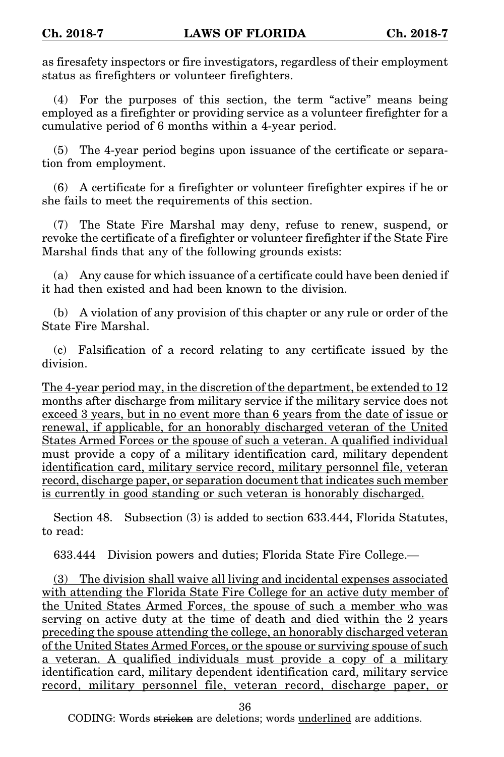as firesafety inspectors or fire investigators, regardless of their employment status as firefighters or volunteer firefighters.

(4) For the purposes of this section, the term "active" means being employed as a firefighter or providing service as a volunteer firefighter for a cumulative period of 6 months within a 4-year period.

(5) The 4-year period begins upon issuance of the certificate or separation from employment.

(6) A certificate for a firefighter or volunteer firefighter expires if he or she fails to meet the requirements of this section.

(7) The State Fire Marshal may deny, refuse to renew, suspend, or revoke the certificate of a firefighter or volunteer firefighter if the State Fire Marshal finds that any of the following grounds exists:

(a) Any cause for which issuance of a certificate could have been denied if it had then existed and had been known to the division.

(b) A violation of any provision of this chapter or any rule or order of the State Fire Marshal.

(c) Falsification of a record relating to any certificate issued by the division.

<u>The 4-year period may, in the discretion of the department, be extended to 12 months after discharge from military service if the military service does not exceed 3 years, but in no event more than 6 years from the date of issue or renewal, if applicable, for an honorably discharged veteran of the United States Armed Forces or the spouse of such a veteran. A qualified individual must provide a copy of a military identification card, military dependent identification card, military service record, military personnel file, veteran record, discharge paper, or separation document that indicates such member is currently in good standing or such veteran is honorably discharged.</u>

Section 48. Subsection (3) is added to section 633.444, Florida Statutes, to read:

633.444 Division powers and duties; Florida State Fire College.—

<u>(3) The division shall waive all living and incidental expenses associated with attending the Florida State Fire College for an active duty member of the United States Armed Forces, the spouse of such a member who was serving on active duty at the time of death and died within the 2 years preceding the spouse attending the college, an honorably discharged veteran of the United States Armed Forces, or the spouse or surviving spouse of such a veteran. A qualified individuals must provide a copy of a military identification card, military dependent identification card, military service record, military personnel file, veteran record, discharge paper, or</u>

CODING: Words ~~stricken~~ are deletions; words <u>underlined</u> are additions.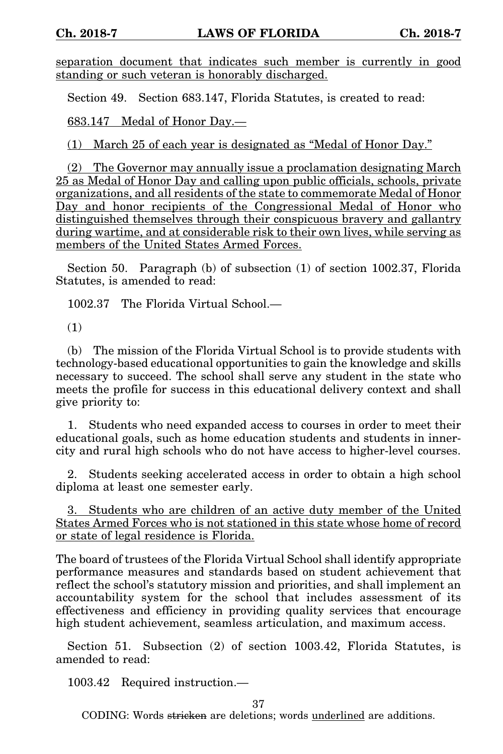separation document that indicates such member is currently in good standing or such veteran is honorably discharged.

Section 49. Section 683.147, Florida Statutes, is created to read:

683.147 Medal of Honor Day.—

(1) March 25 of each year is designated as “Medal of Honor Day.”

(2) The Governor may annually issue a proclamation designating March 25 as Medal of Honor Day and calling upon public officials, schools, private organizations, and all residents of the state to commemorate Medal of Honor Day and honor recipients of the Congressional Medal of Honor who distinguished themselves through their conspicuous bravery and gallantry during wartime, and at considerable risk to their own lives, while serving as members of the United States Armed Forces.

Section 50. Paragraph (b) of subsection (1) of section 1002.37, Florida Statutes, is amended to read:

1002.37 The Florida Virtual School.—

(1)

(b) The mission of the Florida Virtual School is to provide students with technology-based educational opportunities to gain the knowledge and skills necessary to succeed. The school shall serve any student in the state who meets the profile for success in this educational delivery context and shall give priority to:

1. Students who need expanded access to courses in order to meet their educational goals, such as home education students and students in inner-city and rural high schools who do not have access to higher-level courses.

2. Students seeking accelerated access in order to obtain a high school diploma at least one semester early.

3. Students who are children of an active duty member of the United States Armed Forces who is not stationed in this state whose home of record or state of legal residence is Florida.

The board of trustees of the Florida Virtual School shall identify appropriate performance measures and standards based on student achievement that reflect the school’s statutory mission and priorities, and shall implement an accountability system for the school that includes assessment of its effectiveness and efficiency in providing quality services that encourage high student achievement, seamless articulation, and maximum access.

Section 51. Subsection (2) of section 1003.42, Florida Statutes, is amended to read:

1003.42 Required instruction.—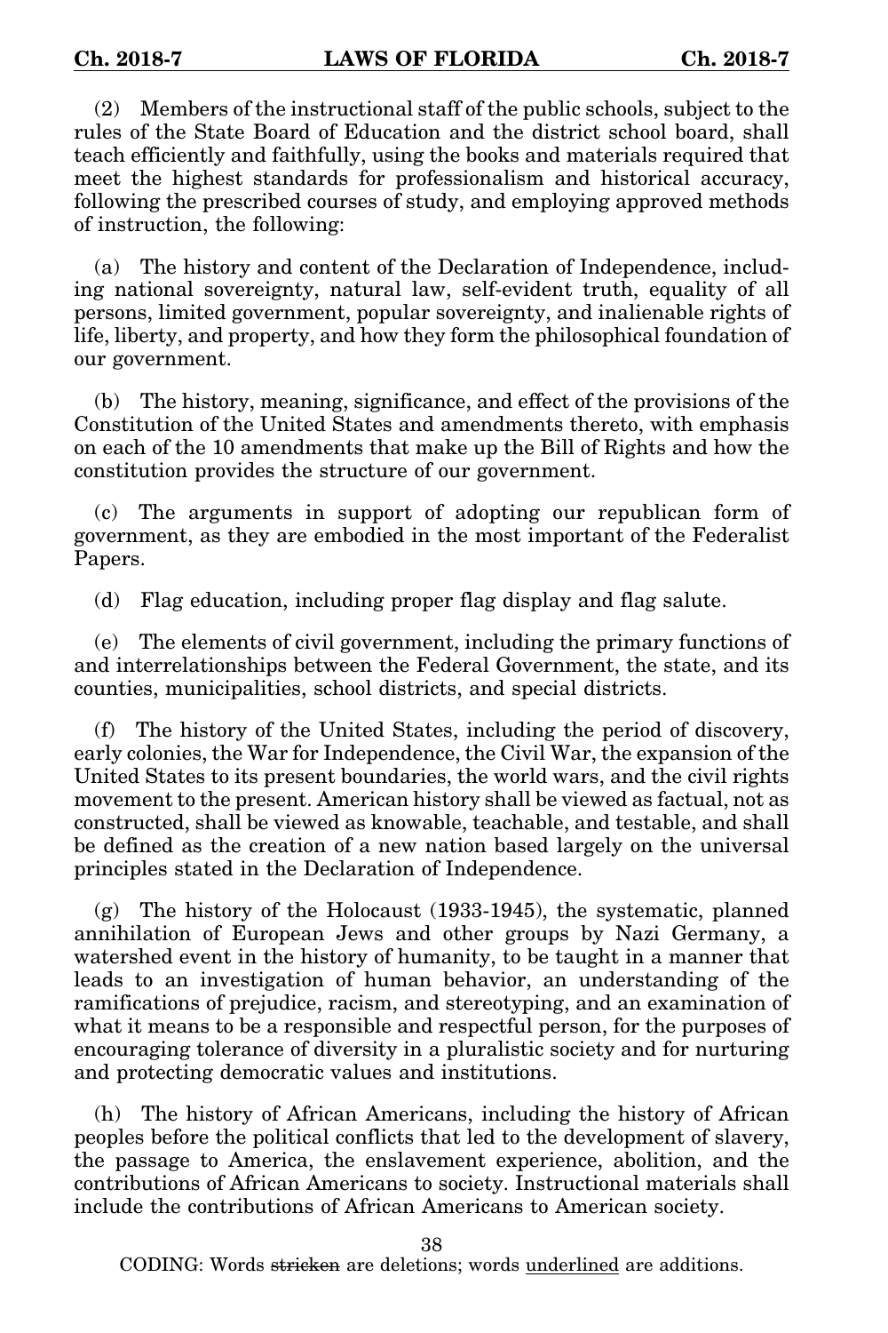(2) Members of the instructional staff of the public schools, subject to the rules of the State Board of Education and the district school board, shall teach efficiently and faithfully, using the books and materials required that meet the highest standards for professionalism and historical accuracy, following the prescribed courses of study, and employing approved methods of instruction, the following:

(a) The history and content of the Declaration of Independence, including national sovereignty, natural law, self-evident truth, equality of all persons, limited government, popular sovereignty, and inalienable rights of life, liberty, and property, and how they form the philosophical foundation of our government.

(b) The history, meaning, significance, and effect of the provisions of the Constitution of the United States and amendments thereto, with emphasis on each of the 10 amendments that make up the Bill of Rights and how the constitution provides the structure of our government.

(c) The arguments in support of adopting our republican form of government, as they are embodied in the most important of the Federalist Papers.

(d) Flag education, including proper flag display and flag salute.

(e) The elements of civil government, including the primary functions of and interrelationships between the Federal Government, the state, and its counties, municipalities, school districts, and special districts.

(f) The history of the United States, including the period of discovery, early colonies, the War for Independence, the Civil War, the expansion of the United States to its present boundaries, the world wars, and the civil rights movement to the present. American history shall be viewed as factual, not as constructed, shall be viewed as knowable, teachable, and testable, and shall be defined as the creation of a new nation based largely on the universal principles stated in the Declaration of Independence.

(g) The history of the Holocaust (1933-1945), the systematic, planned annihilation of European Jews and other groups by Nazi Germany, a watershed event in the history of humanity, to be taught in a manner that leads to an investigation of human behavior, an understanding of the ramifications of prejudice, racism, and stereotyping, and an examination of what it means to be a responsible and respectful person, for the purposes of encouraging tolerance of diversity in a pluralistic society and for nurturing and protecting democratic values and institutions.

(h) The history of African Americans, including the history of African peoples before the political conflicts that led to the development of slavery, the passage to America, the enslavement experience, abolition, and the contributions of African Americans to society. Instructional materials shall include the contributions of African Americans to American society.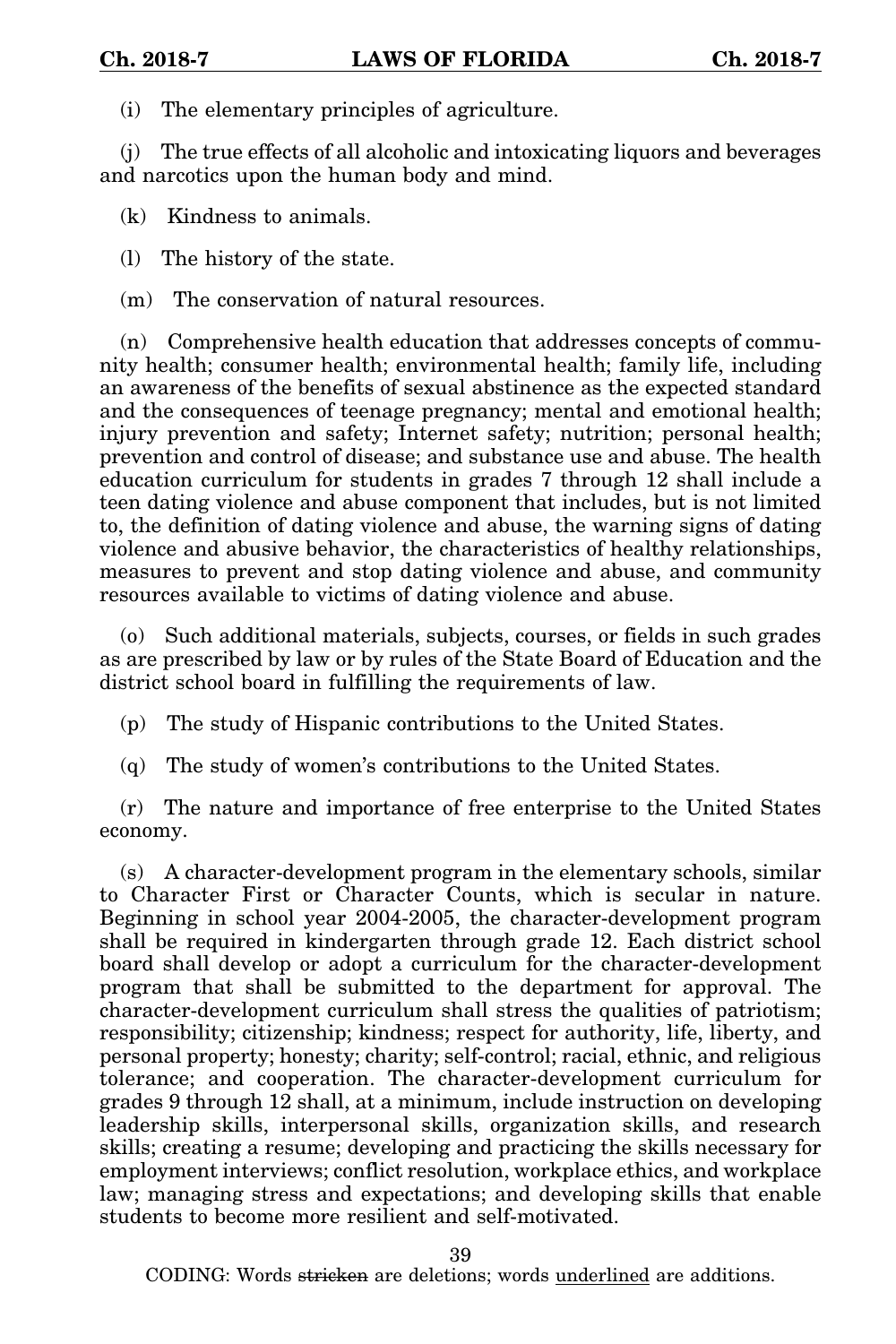(i) The elementary principles of agriculture.

(j) The true effects of all alcoholic and intoxicating liquors and beverages and narcotics upon the human body and mind.

(k) Kindness to animals.

(l) The history of the state.

(m) The conservation of natural resources.

(n) Comprehensive health education that addresses concepts of community health; consumer health; environmental health; family life, including an awareness of the benefits of sexual abstinence as the expected standard and the consequences of teenage pregnancy; mental and emotional health; injury prevention and safety; Internet safety; nutrition; personal health; prevention and control of disease; and substance use and abuse. The health education curriculum for students in grades 7 through 12 shall include a teen dating violence and abuse component that includes, but is not limited to, the definition of dating violence and abuse, the warning signs of dating violence and abusive behavior, the characteristics of healthy relationships, measures to prevent and stop dating violence and abuse, and community resources available to victims of dating violence and abuse.

(o) Such additional materials, subjects, courses, or fields in such grades as are prescribed by law or by rules of the State Board of Education and the district school board in fulfilling the requirements of law.

(p) The study of Hispanic contributions to the United States.

(q) The study of women's contributions to the United States.

(r) The nature and importance of free enterprise to the United States economy.

(s) A character-development program in the elementary schools, similar to Character First or Character Counts, which is secular in nature. Beginning in school year 2004-2005, the character-development program shall be required in kindergarten through grade 12. Each district school board shall develop or adopt a curriculum for the character-development program that shall be submitted to the department for approval. The character-development curriculum shall stress the qualities of patriotism; responsibility; citizenship; kindness; respect for authority, life, liberty, and personal property; honesty; charity; self-control; racial, ethnic, and religious tolerance; and cooperation. The character-development curriculum for grades 9 through 12 shall, at a minimum, include instruction on developing leadership skills, interpersonal skills, organization skills, and research skills; creating a resume; developing and practicing the skills necessary for employment interviews; conflict resolution, workplace ethics, and workplace law; managing stress and expectations; and developing skills that enable students to become more resilient and self-motivated.

CODING: Words ~~stricken~~ are deletions; words <u>underlined</u> are additions.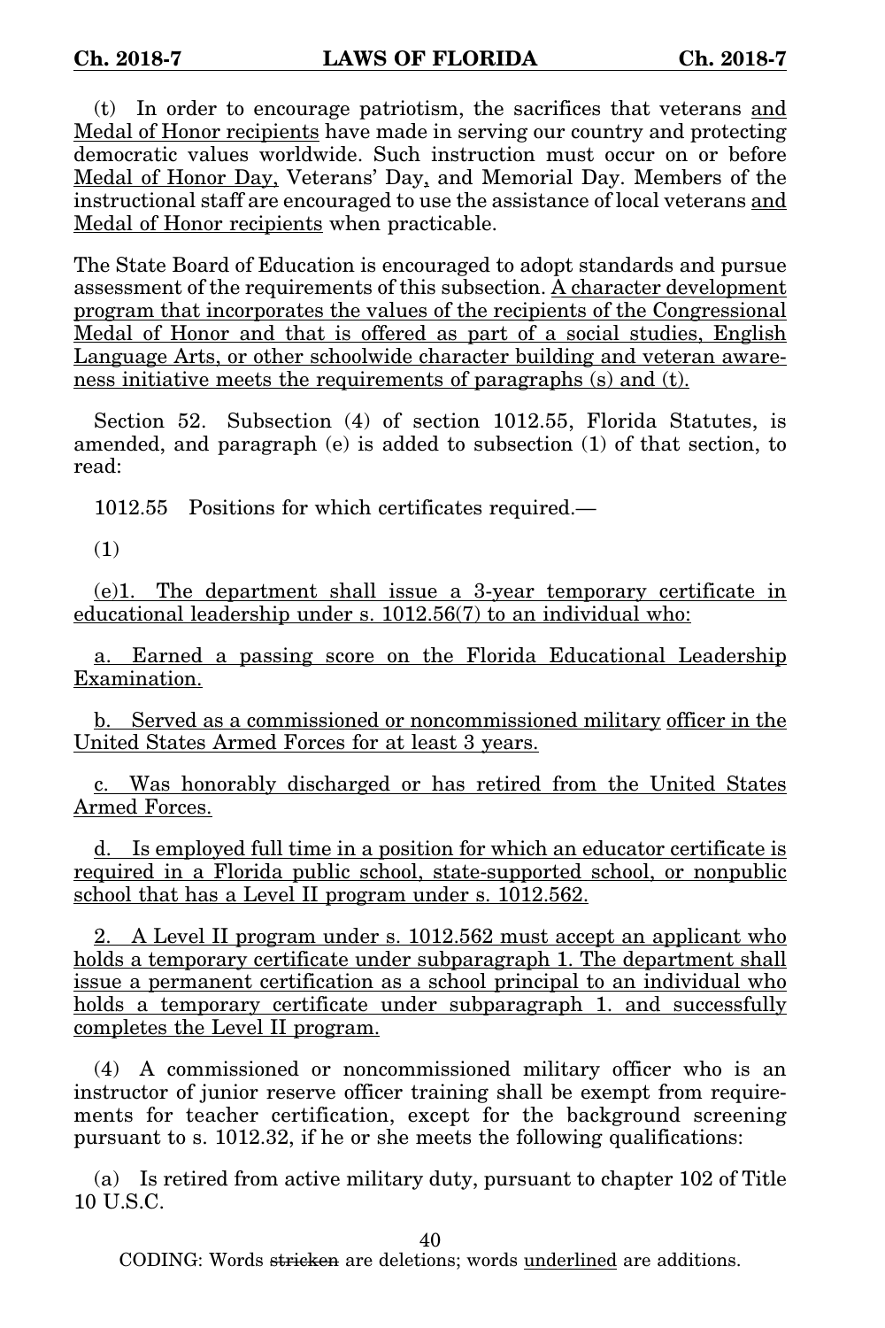(t) In order to encourage patriotism, the sacrifices that veterans <u>and Medal of Honor recipients</u> have made in serving our country and protecting democratic values worldwide. Such instruction must occur on or before <u>Medal of Honor Day,</u> Veterans' Day<u>,</u> and Memorial Day. Members of the instructional staff are encouraged to use the assistance of local veterans <u>and Medal of Honor recipients</u> when practicable.

The State Board of Education is encouraged to adopt standards and pursue assessment of the requirements of this subsection. <u>A character development program that incorporates the values of the recipients of the Congressional Medal of Honor and that is offered as part of a social studies, English Language Arts, or other schoolwide character building and veteran awareness initiative meets the requirements of paragraphs (s) and (t).</u>

Section 52. Subsection (4) of section 1012.55, Florida Statutes, is amended, and paragraph (e) is added to subsection (1) of that section, to read:

1012.55 Positions for which certificates required.—

(1)

<u>(e)1. The department shall issue a 3-year temporary certificate in educational leadership under s. 1012.56(7) to an individual who:</u>

<u>a. Earned a passing score on the Florida Educational Leadership Examination.</u>

<u>b. Served as a commissioned or noncommissioned military officer in the United States Armed Forces for at least 3 years.</u>

<u>c. Was honorably discharged or has retired from the United States Armed Forces.</u>

<u>d. Is employed full time in a position for which an educator certificate is required in a Florida public school, state-supported school, or nonpublic school that has a Level II program under s. 1012.562.</u>

<u>2. A Level II program under s. 1012.562 must accept an applicant who holds a temporary certificate under subparagraph 1. The department shall issue a permanent certification as a school principal to an individual who holds a temporary certificate under subparagraph 1. and successfully completes the Level II program.</u>

(4) A commissioned or noncommissioned military officer who is an instructor of junior reserve officer training shall be exempt from requirements for teacher certification, except for the background screening pursuant to s. 1012.32, if he or she meets the following qualifications:

(a) Is retired from active military duty, pursuant to chapter 102 of Title 10 U.S.C.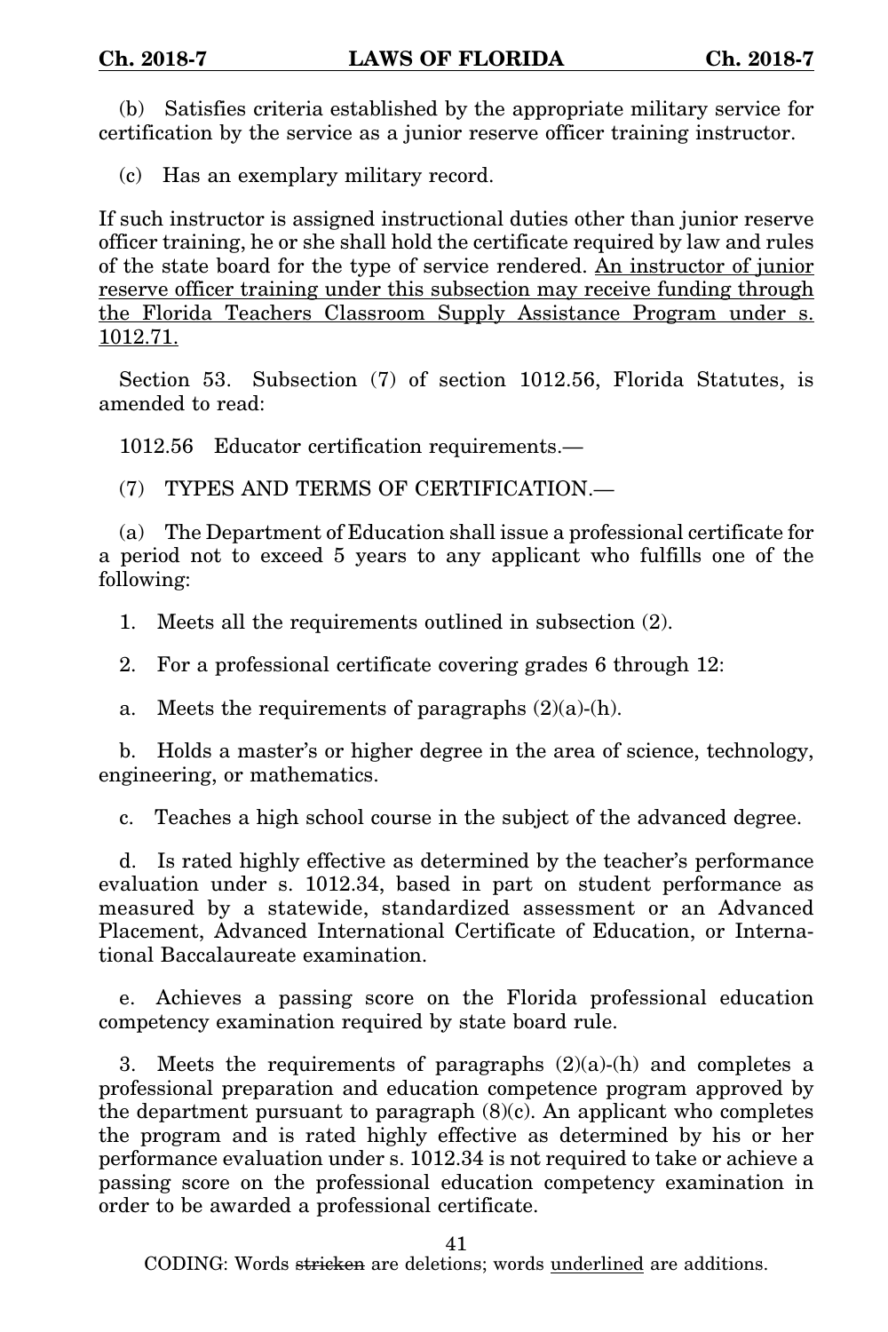(b) Satisfies criteria established by the appropriate military service for certification by the service as a junior reserve officer training instructor.

(c) Has an exemplary military record.

If such instructor is assigned instructional duties other than junior reserve officer training, he or she shall hold the certificate required by law and rules of the state board for the type of service rendered. <u>An instructor of junior reserve officer training under this subsection may receive funding through the Florida Teachers Classroom Supply Assistance Program under s. 1012.71.</u>

Section 53. Subsection (7) of section 1012.56, Florida Statutes, is amended to read:

1012.56 Educator certification requirements.—

(7) TYPES AND TERMS OF CERTIFICATION.—

(a) The Department of Education shall issue a professional certificate for a period not to exceed 5 years to any applicant who fulfills one of the following:

1. Meets all the requirements outlined in subsection (2).

2. For a professional certificate covering grades 6 through 12:

a. Meets the requirements of paragraphs (2)(a)-(h).

b. Holds a master's or higher degree in the area of science, technology, engineering, or mathematics.

c. Teaches a high school course in the subject of the advanced degree.

d. Is rated highly effective as determined by the teacher's performance evaluation under s. 1012.34, based in part on student performance as measured by a statewide, standardized assessment or an Advanced Placement, Advanced International Certificate of Education, or International Baccalaureate examination.

e. Achieves a passing score on the Florida professional education competency examination required by state board rule.

3. Meets the requirements of paragraphs (2)(a)-(h) and completes a professional preparation and education competence program approved by the department pursuant to paragraph (8)(c). An applicant who completes the program and is rated highly effective as determined by his or her performance evaluation under s. 1012.34 is not required to take or achieve a passing score on the professional education competency examination in order to be awarded a professional certificate.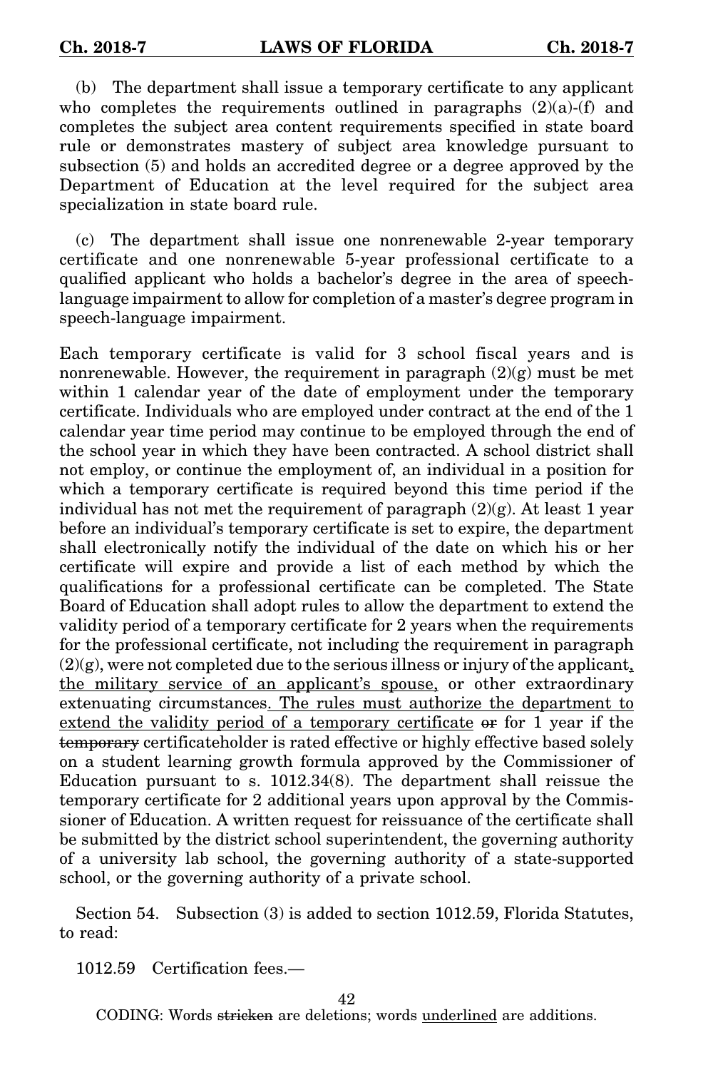(b) The department shall issue a temporary certificate to any applicant who completes the requirements outlined in paragraphs (2)(a)-(f) and completes the subject area content requirements specified in state board rule or demonstrates mastery of subject area knowledge pursuant to subsection (5) and holds an accredited degree or a degree approved by the Department of Education at the level required for the subject area specialization in state board rule.

(c) The department shall issue one nonrenewable 2-year temporary certificate and one nonrenewable 5-year professional certificate to a qualified applicant who holds a bachelor's degree in the area of speech-language impairment to allow for completion of a master's degree program in speech-language impairment.

Each temporary certificate is valid for 3 school fiscal years and is nonrenewable. However, the requirement in paragraph (2)(g) must be met within 1 calendar year of the date of employment under the temporary certificate. Individuals who are employed under contract at the end of the 1 calendar year time period may continue to be employed through the end of the school year in which they have been contracted. A school district shall not employ, or continue the employment of, an individual in a position for which a temporary certificate is required beyond this time period if the individual has not met the requirement of paragraph (2)(g). At least 1 year before an individual's temporary certificate is set to expire, the department shall electronically notify the individual of the date on which his or her certificate will expire and provide a list of each method by which the qualifications for a professional certificate can be completed. The State Board of Education shall adopt rules to allow the department to extend the validity period of a temporary certificate for 2 years when the requirements for the professional certificate, not including the requirement in paragraph (2)(g), were not completed due to the serious illness or injury of the applicant, the military service of an applicant's spouse, or other extraordinary extenuating circumstances. The rules must authorize the department to extend the validity period of a temporary certificate ~~or~~ for 1 year if the ~~temporary~~ certificateholder is rated effective or highly effective based solely on a student learning growth formula approved by the Commissioner of Education pursuant to s. 1012.34(8). The department shall reissue the temporary certificate for 2 additional years upon approval by the Commissioner of Education. A written request for reissuance of the certificate shall be submitted by the district school superintendent, the governing authority of a university lab school, the governing authority of a state-supported school, or the governing authority of a private school.

Section 54. Subsection (3) is added to section 1012.59, Florida Statutes, to read:

1012.59 Certification fees.—

CODING: Words ~~stricken~~ are deletions; words underlined are additions.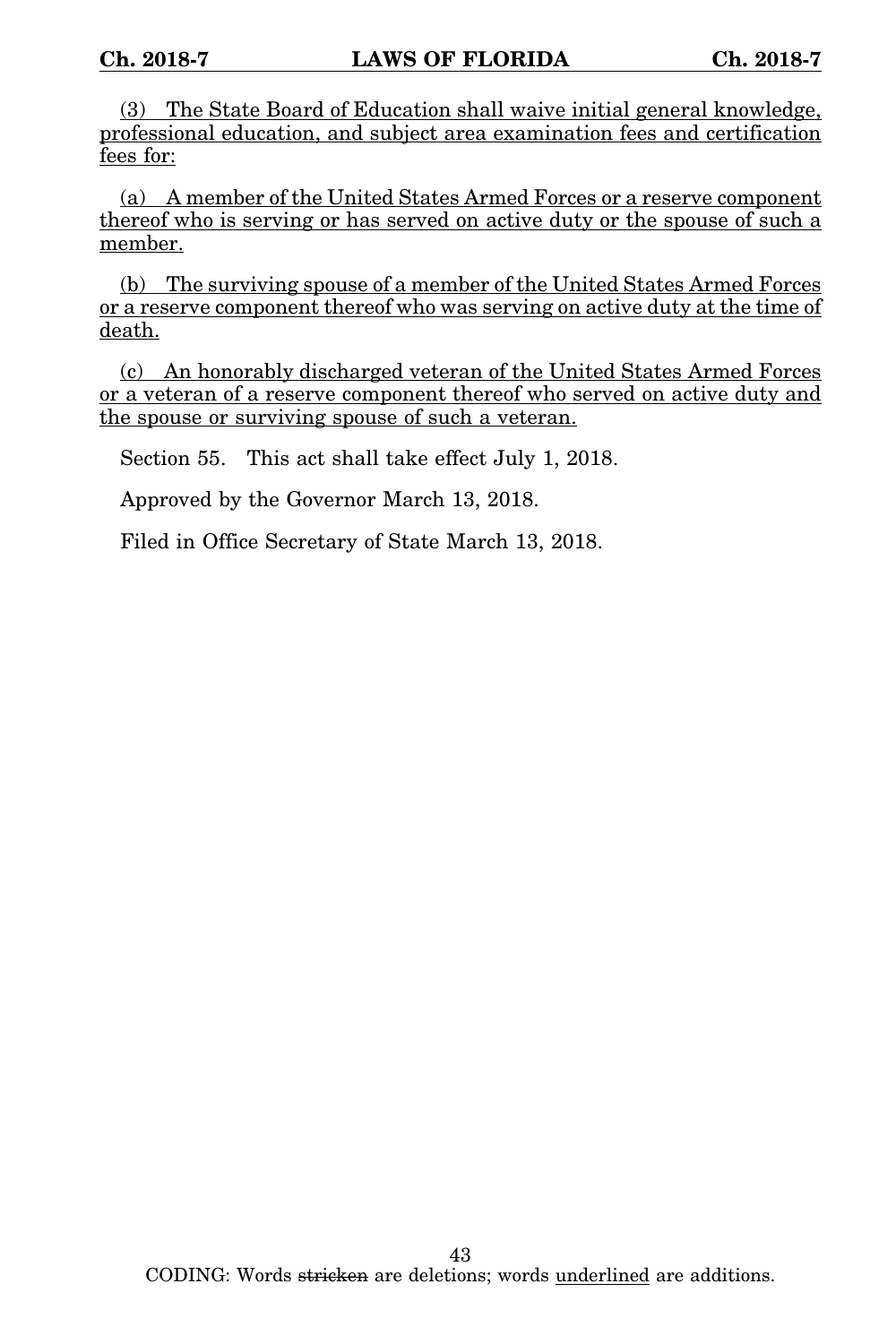(3) The State Board of Education shall waive initial general knowledge, professional education, and subject area examination fees and certification fees for:

(a) A member of the United States Armed Forces or a reserve component thereof who is serving or has served on active duty or the spouse of such a member.

(b) The surviving spouse of a member of the United States Armed Forces or a reserve component thereof who was serving on active duty at the time of death.

(c) An honorably discharged veteran of the United States Armed Forces or a veteran of a reserve component thereof who served on active duty and the spouse or surviving spouse of such a veteran.

Section 55. This act shall take effect July 1, 2018.

Approved by the Governor March 13, 2018.

Filed in Office Secretary of State March 13, 2018.

CODING: Words ~~stricken~~ are deletions; words underlined are additions.